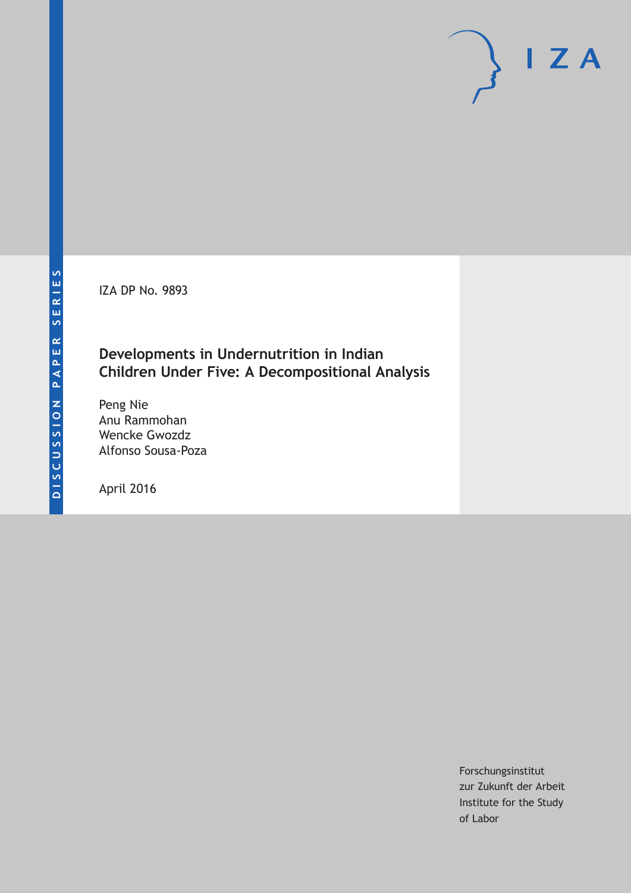DISCUSSION PAPER SERIES

IZA DP No. 9893

# Developments in Undernutrition in Indian Children Under Five: A Decompositional Analysis

Peng Nie
Anu Rammohan
Wencke Gwozdz
Alfonso Sousa-Poza

April 2016

Forschungsinstitut
zur Zukunft der Arbeit
Institute for the Study
of Labor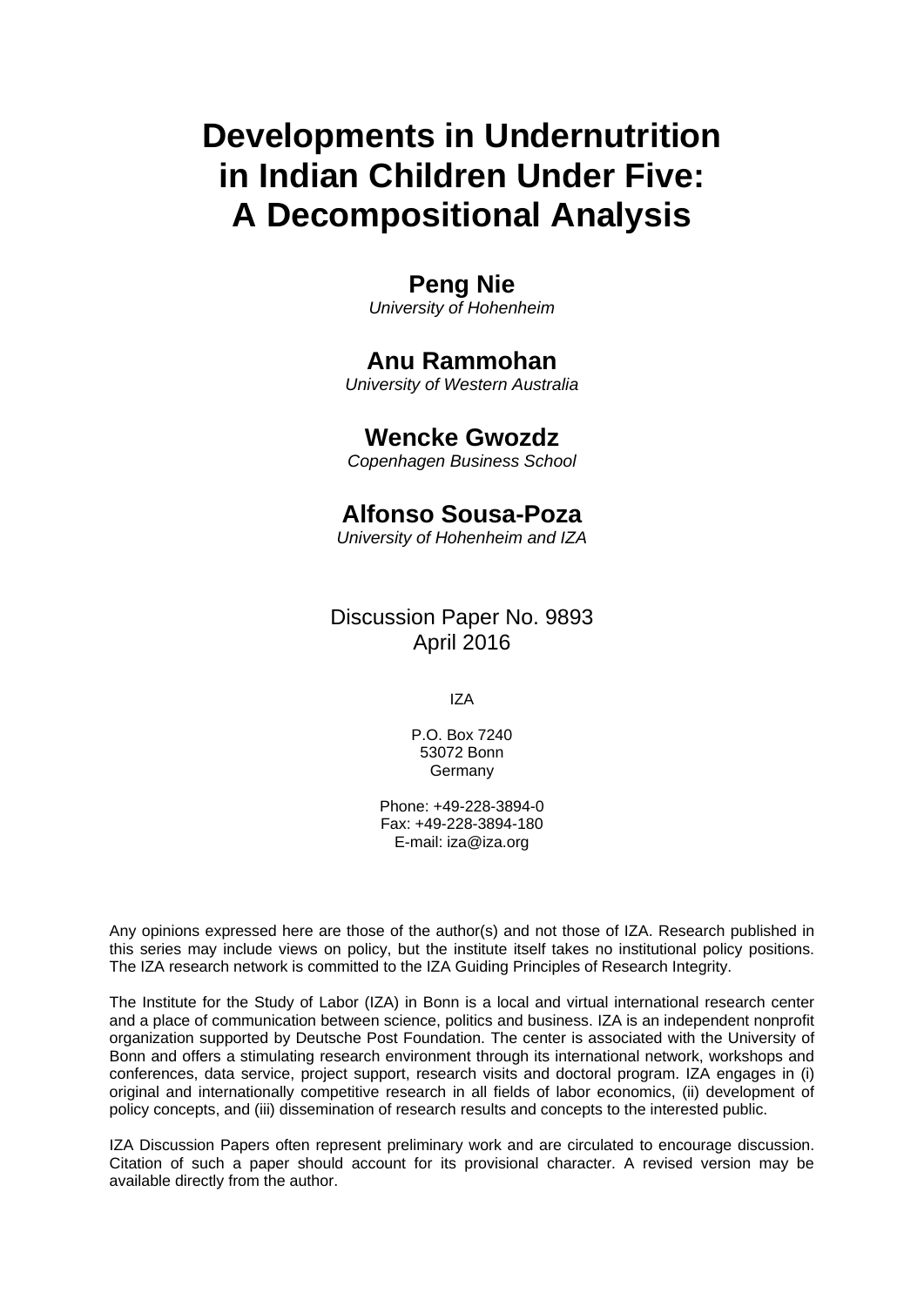# Developments in Undernutrition in Indian Children Under Five: A Decompositional Analysis

**Peng Nie**
*University of Hohenheim*

**Anu Rammohan**
*University of Western Australia*

**Wencke Gwozdz**
*Copenhagen Business School*

**Alfonso Sousa-Poza**
*University of Hohenheim and IZA*

Discussion Paper No. 9893
April 2016

IZA

P.O. Box 7240
53072 Bonn
Germany

Phone: +49-228-3894-0
Fax: +49-228-3894-180
E-mail: iza@iza.org

Any opinions expressed here are those of the author(s) and not those of IZA. Research published in this series may include views on policy, but the institute itself takes no institutional policy positions. The IZA research network is committed to the IZA Guiding Principles of Research Integrity.

The Institute for the Study of Labor (IZA) in Bonn is a local and virtual international research center and a place of communication between science, politics and business. IZA is an independent nonprofit organization supported by Deutsche Post Foundation. The center is associated with the University of Bonn and offers a stimulating research environment through its international network, workshops and conferences, data service, project support, research visits and doctoral program. IZA engages in (i) original and internationally competitive research in all fields of labor economics, (ii) development of policy concepts, and (iii) dissemination of research results and concepts to the interested public.

IZA Discussion Papers often represent preliminary work and are circulated to encourage discussion. Citation of such a paper should account for its provisional character. A revised version may be available directly from the author.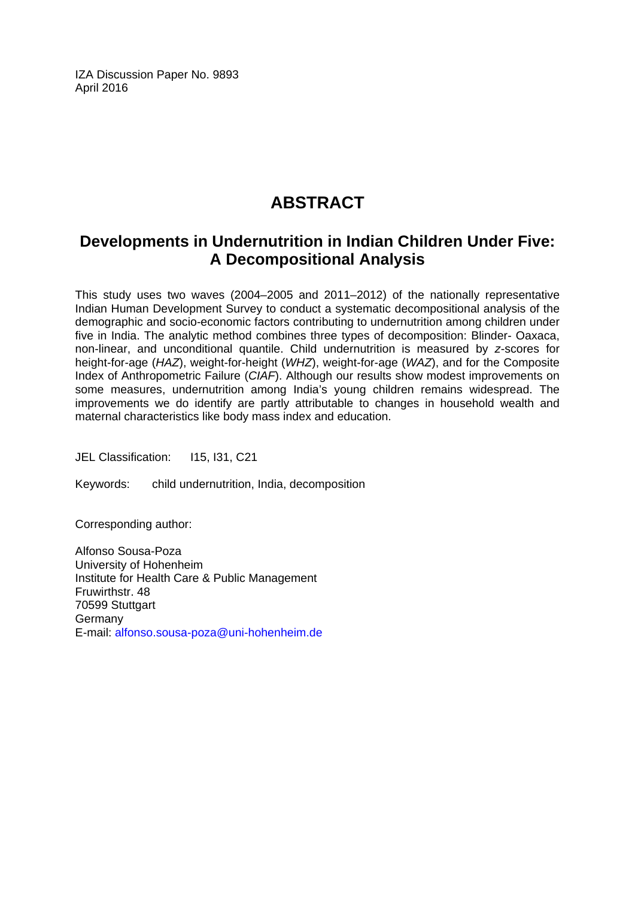IZA Discussion Paper No. 9893
April 2016

# ABSTRACT

## Developments in Undernutrition in Indian Children Under Five: A Decompositional Analysis

This study uses two waves (2004–2005 and 2011–2012) of the nationally representative Indian Human Development Survey to conduct a systematic decompositional analysis of the demographic and socio-economic factors contributing to undernutrition among children under five in India. The analytic method combines three types of decomposition: Blinder- Oaxaca, non-linear, and unconditional quantile. Child undernutrition is measured by *z*-scores for height-for-age (*HAZ*), weight-for-height (*WHZ*), weight-for-age (*WAZ*), and for the Composite Index of Anthropometric Failure (*CIAF*). Although our results show modest improvements on some measures, undernutrition among India's young children remains widespread. The improvements we do identify are partly attributable to changes in household wealth and maternal characteristics like body mass index and education.

JEL Classification: I15, I31, C21

Keywords: child undernutrition, India, decomposition

Corresponding author:

Alfonso Sousa-Poza
University of Hohenheim
Institute for Health Care & Public Management
Fruwirthstr. 48
70599 Stuttgart
Germany
E-mail: alfonso.sousa-poza@uni-hohenheim.de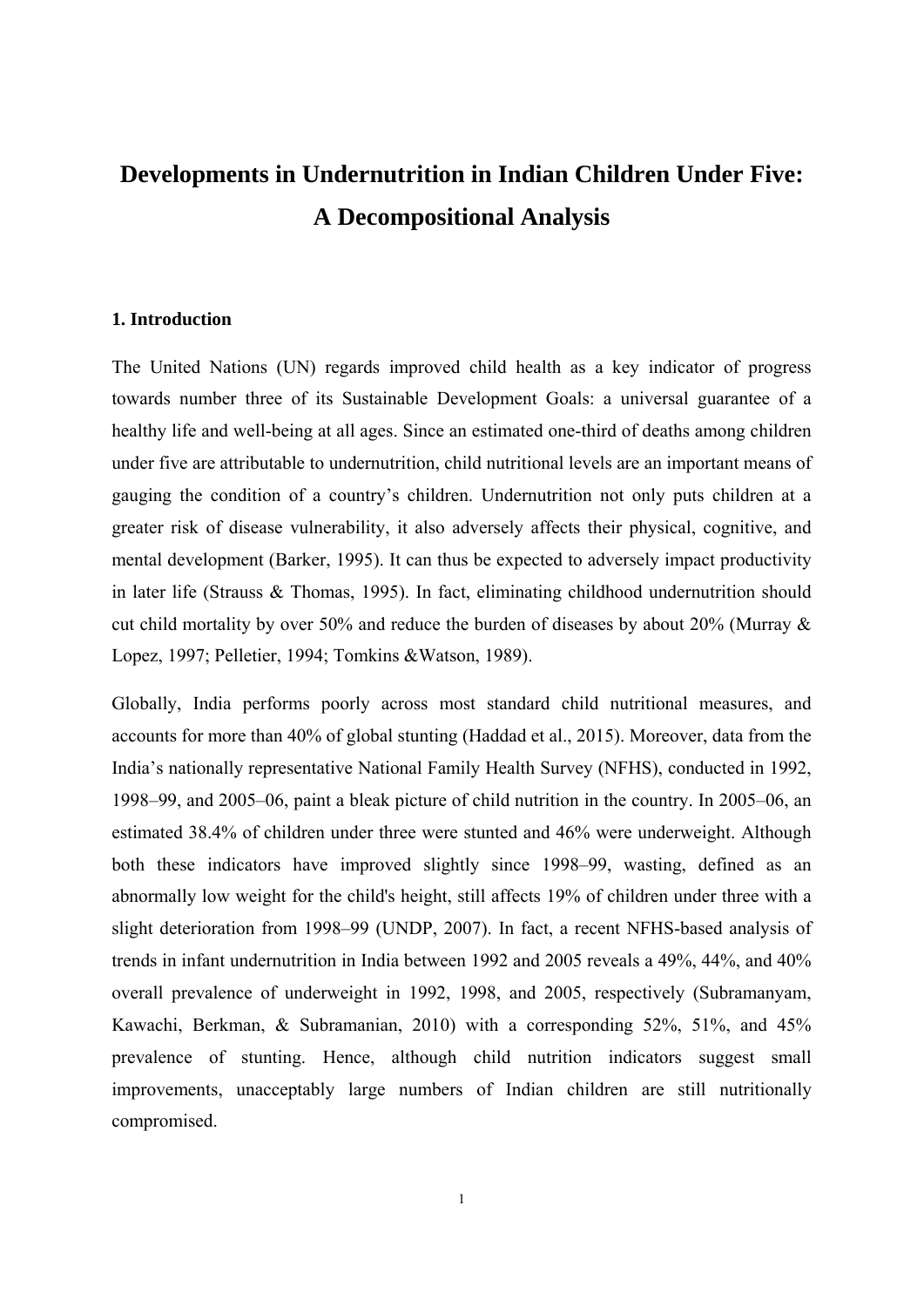# Developments in Undernutrition in Indian Children Under Five: A Decompositional Analysis

## 1. Introduction

The United Nations (UN) regards improved child health as a key indicator of progress towards number three of its Sustainable Development Goals: a universal guarantee of a healthy life and well-being at all ages. Since an estimated one-third of deaths among children under five are attributable to undernutrition, child nutritional levels are an important means of gauging the condition of a country's children. Undernutrition not only puts children at a greater risk of disease vulnerability, it also adversely affects their physical, cognitive, and mental development (Barker, 1995). It can thus be expected to adversely impact productivity in later life (Strauss & Thomas, 1995). In fact, eliminating childhood undernutrition should cut child mortality by over 50% and reduce the burden of diseases by about 20% (Murray & Lopez, 1997; Pelletier, 1994; Tomkins &Watson, 1989).

Globally, India performs poorly across most standard child nutritional measures, and accounts for more than 40% of global stunting (Haddad et al., 2015). Moreover, data from the India's nationally representative National Family Health Survey (NFHS), conducted in 1992, 1998–99, and 2005–06, paint a bleak picture of child nutrition in the country. In 2005–06, an estimated 38.4% of children under three were stunted and 46% were underweight. Although both these indicators have improved slightly since 1998–99, wasting, defined as an abnormally low weight for the child's height, still affects 19% of children under three with a slight deterioration from 1998–99 (UNDP, 2007). In fact, a recent NFHS-based analysis of trends in infant undernutrition in India between 1992 and 2005 reveals a 49%, 44%, and 40% overall prevalence of underweight in 1992, 1998, and 2005, respectively (Subramanyam, Kawachi, Berkman, & Subramanian, 2010) with a corresponding 52%, 51%, and 45% prevalence of stunting. Hence, although child nutrition indicators suggest small improvements, unacceptably large numbers of Indian children are still nutritionally compromised.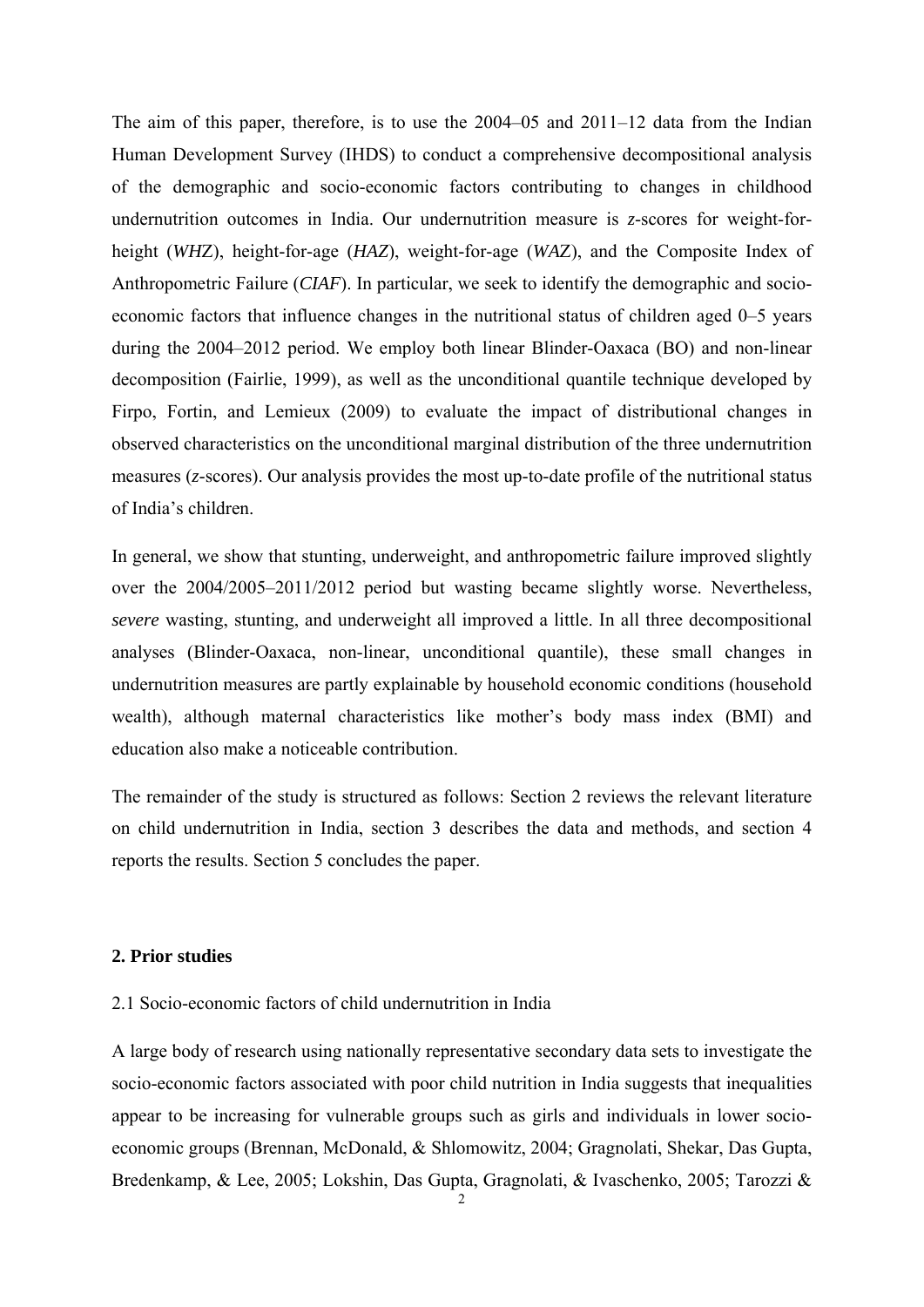The aim of this paper, therefore, is to use the 2004–05 and 2011–12 data from the Indian Human Development Survey (IHDS) to conduct a comprehensive decompositional analysis of the demographic and socio-economic factors contributing to changes in childhood undernutrition outcomes in India. Our undernutrition measure is *z*-scores for weight-for-height (*WHZ*), height-for-age (*HAZ*), weight-for-age (*WAZ*), and the Composite Index of Anthropometric Failure (*CIAF*). In particular, we seek to identify the demographic and socio-economic factors that influence changes in the nutritional status of children aged 0–5 years during the 2004–2012 period. We employ both linear Blinder-Oaxaca (BO) and non-linear decomposition (Fairlie, 1999), as well as the unconditional quantile technique developed by Firpo, Fortin, and Lemieux (2009) to evaluate the impact of distributional changes in observed characteristics on the unconditional marginal distribution of the three undernutrition measures (*z*-scores). Our analysis provides the most up-to-date profile of the nutritional status of India's children.

In general, we show that stunting, underweight, and anthropometric failure improved slightly over the 2004/2005–2011/2012 period but wasting became slightly worse. Nevertheless, *severe* wasting, stunting, and underweight all improved a little. In all three decompositional analyses (Blinder-Oaxaca, non-linear, unconditional quantile), these small changes in undernutrition measures are partly explainable by household economic conditions (household wealth), although maternal characteristics like mother's body mass index (BMI) and education also make a noticeable contribution.

The remainder of the study is structured as follows: Section 2 reviews the relevant literature on child undernutrition in India, section 3 describes the data and methods, and section 4 reports the results. Section 5 concludes the paper.

## 2. Prior studies

### 2.1 Socio-economic factors of child undernutrition in India

A large body of research using nationally representative secondary data sets to investigate the socio-economic factors associated with poor child nutrition in India suggests that inequalities appear to be increasing for vulnerable groups such as girls and individuals in lower socio-economic groups (Brennan, McDonald, & Shlomowitz, 2004; Gragnolati, Shekar, Das Gupta, Bredenkamp, & Lee, 2005; Lokshin, Das Gupta, Gragnolati, & Ivaschenko, 2005; Tarozzi &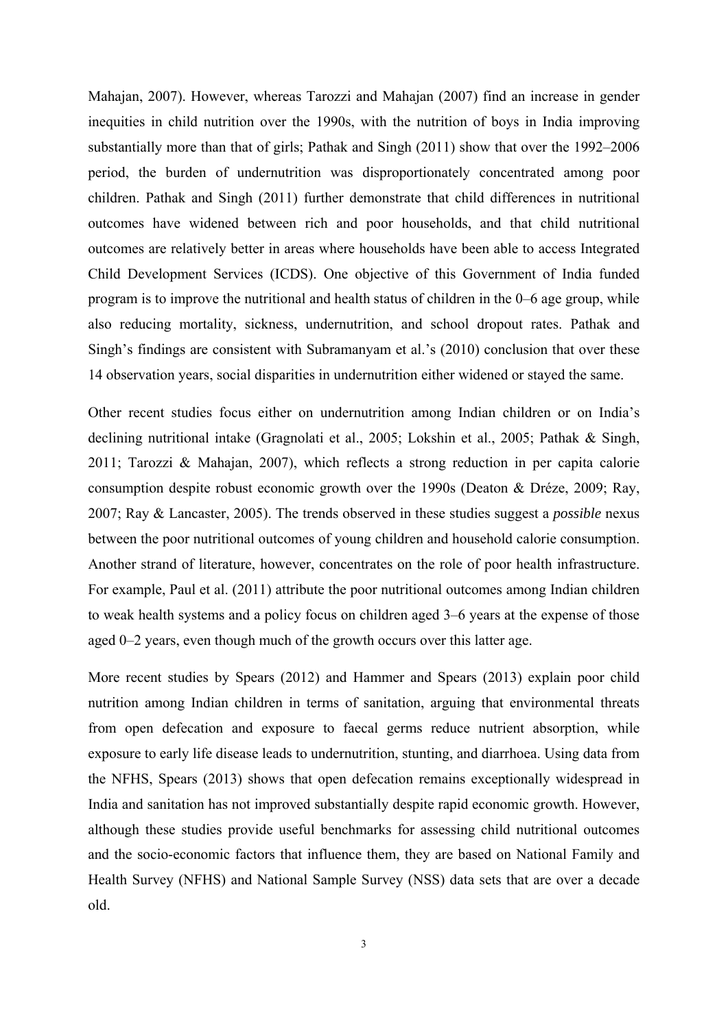Mahajan, 2007). However, whereas Tarozzi and Mahajan (2007) find an increase in gender inequities in child nutrition over the 1990s, with the nutrition of boys in India improving substantially more than that of girls; Pathak and Singh (2011) show that over the 1992–2006 period, the burden of undernutrition was disproportionately concentrated among poor children. Pathak and Singh (2011) further demonstrate that child differences in nutritional outcomes have widened between rich and poor households, and that child nutritional outcomes are relatively better in areas where households have been able to access Integrated Child Development Services (ICDS). One objective of this Government of India funded program is to improve the nutritional and health status of children in the 0–6 age group, while also reducing mortality, sickness, undernutrition, and school dropout rates. Pathak and Singh's findings are consistent with Subramanyam et al.'s (2010) conclusion that over these 14 observation years, social disparities in undernutrition either widened or stayed the same.

Other recent studies focus either on undernutrition among Indian children or on India's declining nutritional intake (Gragnolati et al., 2005; Lokshin et al., 2005; Pathak & Singh, 2011; Tarozzi & Mahajan, 2007), which reflects a strong reduction in per capita calorie consumption despite robust economic growth over the 1990s (Deaton & Dréze, 2009; Ray, 2007; Ray & Lancaster, 2005). The trends observed in these studies suggest a *possible* nexus between the poor nutritional outcomes of young children and household calorie consumption. Another strand of literature, however, concentrates on the role of poor health infrastructure. For example, Paul et al. (2011) attribute the poor nutritional outcomes among Indian children to weak health systems and a policy focus on children aged 3–6 years at the expense of those aged 0–2 years, even though much of the growth occurs over this latter age.

More recent studies by Spears (2012) and Hammer and Spears (2013) explain poor child nutrition among Indian children in terms of sanitation, arguing that environmental threats from open defecation and exposure to faecal germs reduce nutrient absorption, while exposure to early life disease leads to undernutrition, stunting, and diarrhoea. Using data from the NFHS, Spears (2013) shows that open defecation remains exceptionally widespread in India and sanitation has not improved substantially despite rapid economic growth. However, although these studies provide useful benchmarks for assessing child nutritional outcomes and the socio-economic factors that influence them, they are based on National Family and Health Survey (NFHS) and National Sample Survey (NSS) data sets that are over a decade old.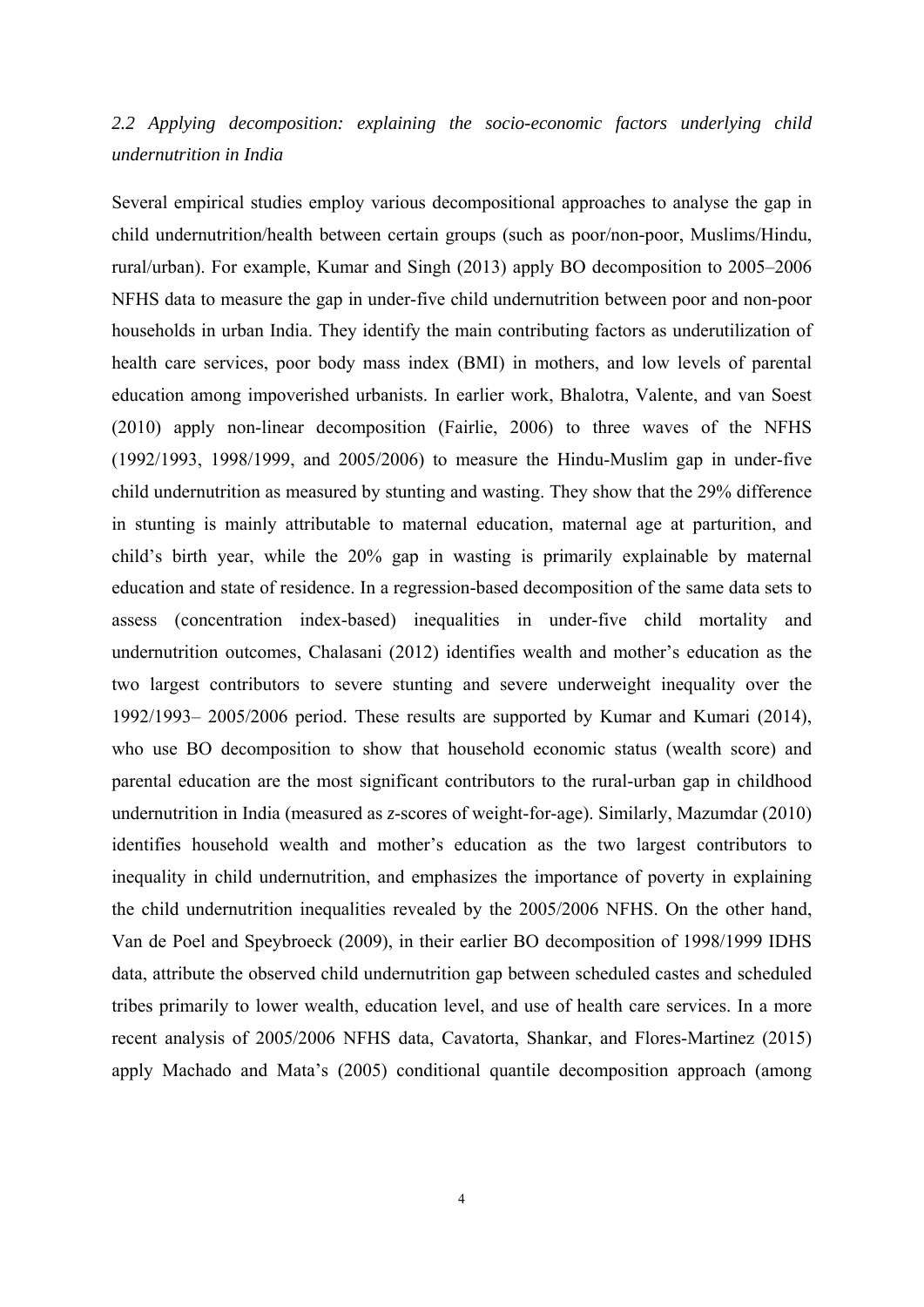### *2.2 Applying decomposition: explaining the socio-economic factors underlying child undernutrition in India*

Several empirical studies employ various decompositional approaches to analyse the gap in child undernutrition/health between certain groups (such as poor/non-poor, Muslims/Hindu, rural/urban). For example, Kumar and Singh (2013) apply BO decomposition to 2005–2006 NFHS data to measure the gap in under-five child undernutrition between poor and non-poor households in urban India. They identify the main contributing factors as underutilization of health care services, poor body mass index (BMI) in mothers, and low levels of parental education among impoverished urbanists. In earlier work, Bhalotra, Valente, and van Soest (2010) apply non-linear decomposition (Fairlie, 2006) to three waves of the NFHS (1992/1993, 1998/1999, and 2005/2006) to measure the Hindu-Muslim gap in under-five child undernutrition as measured by stunting and wasting. They show that the 29% difference in stunting is mainly attributable to maternal education, maternal age at parturition, and child's birth year, while the 20% gap in wasting is primarily explainable by maternal education and state of residence. In a regression-based decomposition of the same data sets to assess (concentration index-based) inequalities in under-five child mortality and undernutrition outcomes, Chalasani (2012) identifies wealth and mother's education as the two largest contributors to severe stunting and severe underweight inequality over the 1992/1993– 2005/2006 period. These results are supported by Kumar and Kumari (2014), who use BO decomposition to show that household economic status (wealth score) and parental education are the most significant contributors to the rural-urban gap in childhood undernutrition in India (measured as *z*-scores of weight-for-age). Similarly, Mazumdar (2010) identifies household wealth and mother's education as the two largest contributors to inequality in child undernutrition, and emphasizes the importance of poverty in explaining the child undernutrition inequalities revealed by the 2005/2006 NFHS. On the other hand, Van de Poel and Speybroeck (2009), in their earlier BO decomposition of 1998/1999 IDHS data, attribute the observed child undernutrition gap between scheduled castes and scheduled tribes primarily to lower wealth, education level, and use of health care services. In a more recent analysis of 2005/2006 NFHS data, Cavatorta, Shankar, and Flores-Martinez (2015) apply Machado and Mata's (2005) conditional quantile decomposition approach (among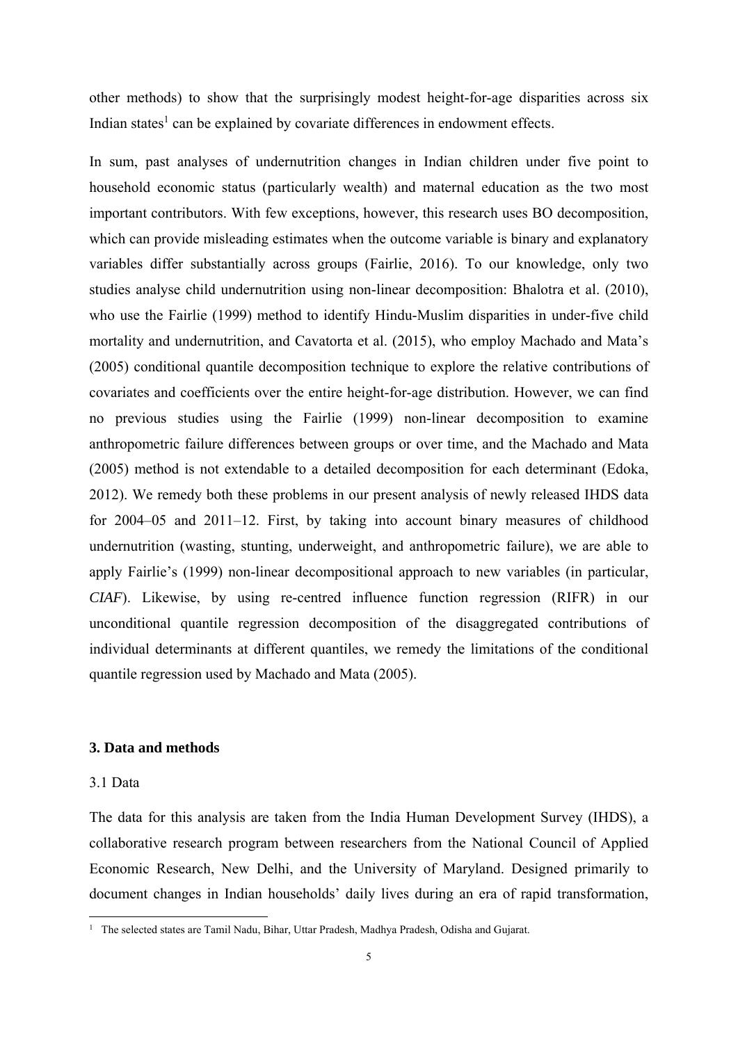other methods) to show that the surprisingly modest height-for-age disparities across six Indian states[1] can be explained by covariate differences in endowment effects.

In sum, past analyses of undernutrition changes in Indian children under five point to household economic status (particularly wealth) and maternal education as the two most important contributors. With few exceptions, however, this research uses BO decomposition, which can provide misleading estimates when the outcome variable is binary and explanatory variables differ substantially across groups (Fairlie, 2016). To our knowledge, only two studies analyse child undernutrition using non-linear decomposition: Bhalotra et al. (2010), who use the Fairlie (1999) method to identify Hindu-Muslim disparities in under-five child mortality and undernutrition, and Cavatorta et al. (2015), who employ Machado and Mata's (2005) conditional quantile decomposition technique to explore the relative contributions of covariates and coefficients over the entire height-for-age distribution. However, we can find no previous studies using the Fairlie (1999) non-linear decomposition to examine anthropometric failure differences between groups or over time, and the Machado and Mata (2005) method is not extendable to a detailed decomposition for each determinant (Edoka, 2012). We remedy both these problems in our present analysis of newly released IHDS data for 2004–05 and 2011–12. First, by taking into account binary measures of childhood undernutrition (wasting, stunting, underweight, and anthropometric failure), we are able to apply Fairlie's (1999) non-linear decompositional approach to new variables (in particular, *CIAF*). Likewise, by using re-centred influence function regression (RIFR) in our unconditional quantile regression decomposition of the disaggregated contributions of individual determinants at different quantiles, we remedy the limitations of the conditional quantile regression used by Machado and Mata (2005).

## 3. Data and methods

### 3.1 Data

The data for this analysis are taken from the India Human Development Survey (IHDS), a collaborative research program between researchers from the National Council of Applied Economic Research, New Delhi, and the University of Maryland. Designed primarily to document changes in Indian households' daily lives during an era of rapid transformation,

[1] The selected states are Tamil Nadu, Bihar, Uttar Pradesh, Madhya Pradesh, Odisha and Gujarat.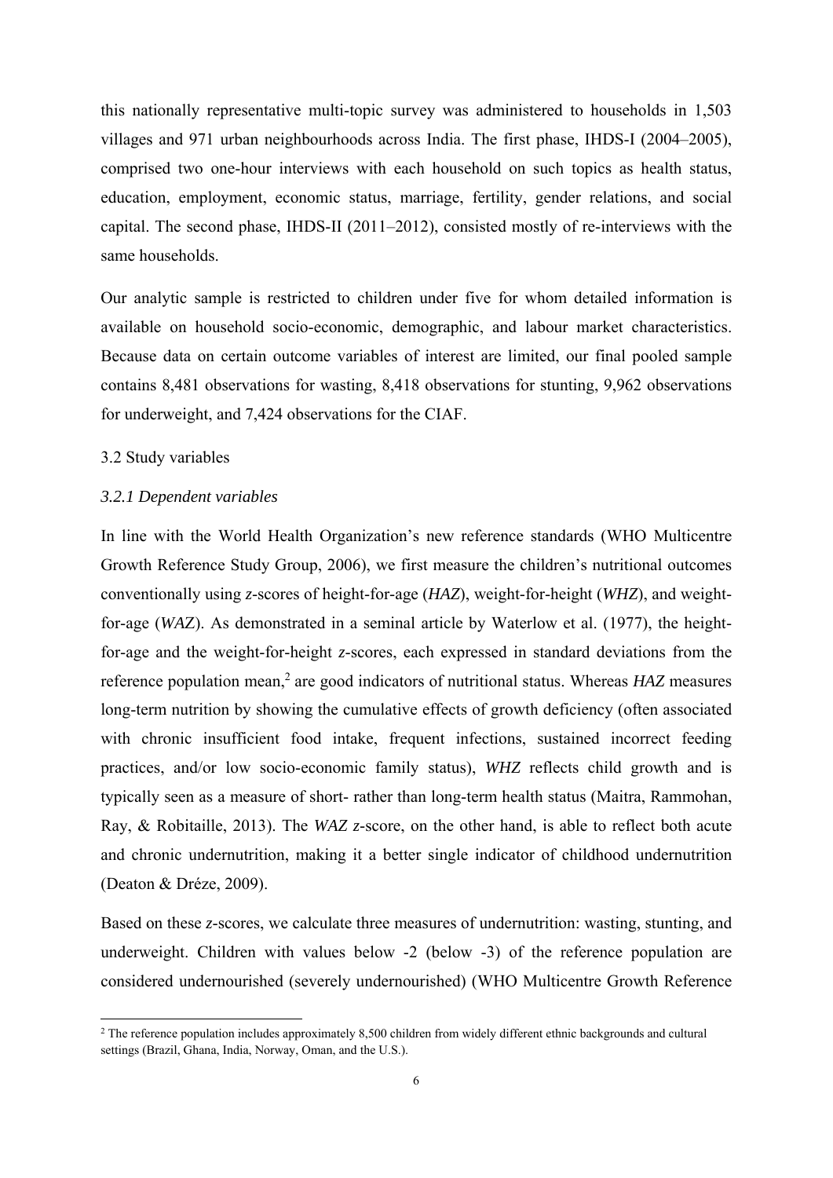this nationally representative multi-topic survey was administered to households in 1,503 villages and 971 urban neighbourhoods across India. The first phase, IHDS-I (2004–2005), comprised two one-hour interviews with each household on such topics as health status, education, employment, economic status, marriage, fertility, gender relations, and social capital. The second phase, IHDS-II (2011–2012), consisted mostly of re-interviews with the same households.

Our analytic sample is restricted to children under five for whom detailed information is available on household socio-economic, demographic, and labour market characteristics. Because data on certain outcome variables of interest are limited, our final pooled sample contains 8,481 observations for wasting, 8,418 observations for stunting, 9,962 observations for underweight, and 7,424 observations for the CIAF.

### 3.2 Study variables

#### *3.2.1 Dependent variables*

In line with the World Health Organization's new reference standards (WHO Multicentre Growth Reference Study Group, 2006), we first measure the children's nutritional outcomes conventionally using *z*-scores of height-for-age (*HAZ*), weight-for-height (*WHZ*), and weight-for-age (*WAZ*). As demonstrated in a seminal article by Waterlow et al. (1977), the height-for-age and the weight-for-height *z*-scores, each expressed in standard deviations from the reference population mean,[2] are good indicators of nutritional status. Whereas *HAZ* measures long-term nutrition by showing the cumulative effects of growth deficiency (often associated with chronic insufficient food intake, frequent infections, sustained incorrect feeding practices, and/or low socio-economic family status), *WHZ* reflects child growth and is typically seen as a measure of short- rather than long-term health status (Maitra, Rammohan, Ray, & Robitaille, 2013). The *WAZ* *z*-score, on the other hand, is able to reflect both acute and chronic undernutrition, making it a better single indicator of childhood undernutrition (Deaton & Dréze, 2009).

Based on these *z*-scores, we calculate three measures of undernutrition: wasting, stunting, and underweight. Children with values below -2 (below -3) of the reference population are considered undernourished (severely undernourished) (WHO Multicentre Growth Reference

[2] The reference population includes approximately 8,500 children from widely different ethnic backgrounds and cultural settings (Brazil, Ghana, India, Norway, Oman, and the U.S.).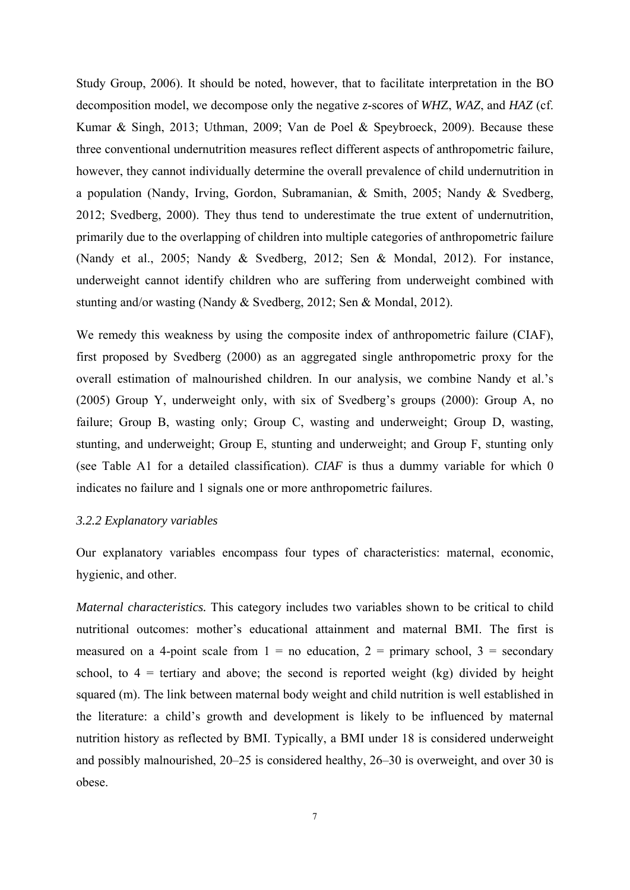Study Group, 2006). It should be noted, however, that to facilitate interpretation in the BO decomposition model, we decompose only the negative *z*-scores of *WHZ*, *WAZ*, and *HAZ* (cf. Kumar & Singh, 2013; Uthman, 2009; Van de Poel & Speybroeck, 2009). Because these three conventional undernutrition measures reflect different aspects of anthropometric failure, however, they cannot individually determine the overall prevalence of child undernutrition in a population (Nandy, Irving, Gordon, Subramanian, & Smith, 2005; Nandy & Svedberg, 2012; Svedberg, 2000). They thus tend to underestimate the true extent of undernutrition, primarily due to the overlapping of children into multiple categories of anthropometric failure (Nandy et al., 2005; Nandy & Svedberg, 2012; Sen & Mondal, 2012). For instance, underweight cannot identify children who are suffering from underweight combined with stunting and/or wasting (Nandy & Svedberg, 2012; Sen & Mondal, 2012).

We remedy this weakness by using the composite index of anthropometric failure (CIAF), first proposed by Svedberg (2000) as an aggregated single anthropometric proxy for the overall estimation of malnourished children. In our analysis, we combine Nandy et al.'s (2005) Group Y, underweight only, with six of Svedberg's groups (2000): Group A, no failure; Group B, wasting only; Group C, wasting and underweight; Group D, wasting, stunting, and underweight; Group E, stunting and underweight; and Group F, stunting only (see Table A1 for a detailed classification). *CIAF* is thus a dummy variable for which 0 indicates no failure and 1 signals one or more anthropometric failures.

### *3.2.2 Explanatory variables*

Our explanatory variables encompass four types of characteristics: maternal, economic, hygienic, and other.

*Maternal characteristics.* This category includes two variables shown to be critical to child nutritional outcomes: mother's educational attainment and maternal BMI. The first is measured on a 4-point scale from 1 = no education, 2 = primary school, 3 = secondary school, to 4 = tertiary and above; the second is reported weight (kg) divided by height squared (m). The link between maternal body weight and child nutrition is well established in the literature: a child's growth and development is likely to be influenced by maternal nutrition history as reflected by BMI. Typically, a BMI under 18 is considered underweight and possibly malnourished, 20–25 is considered healthy, 26–30 is overweight, and over 30 is obese.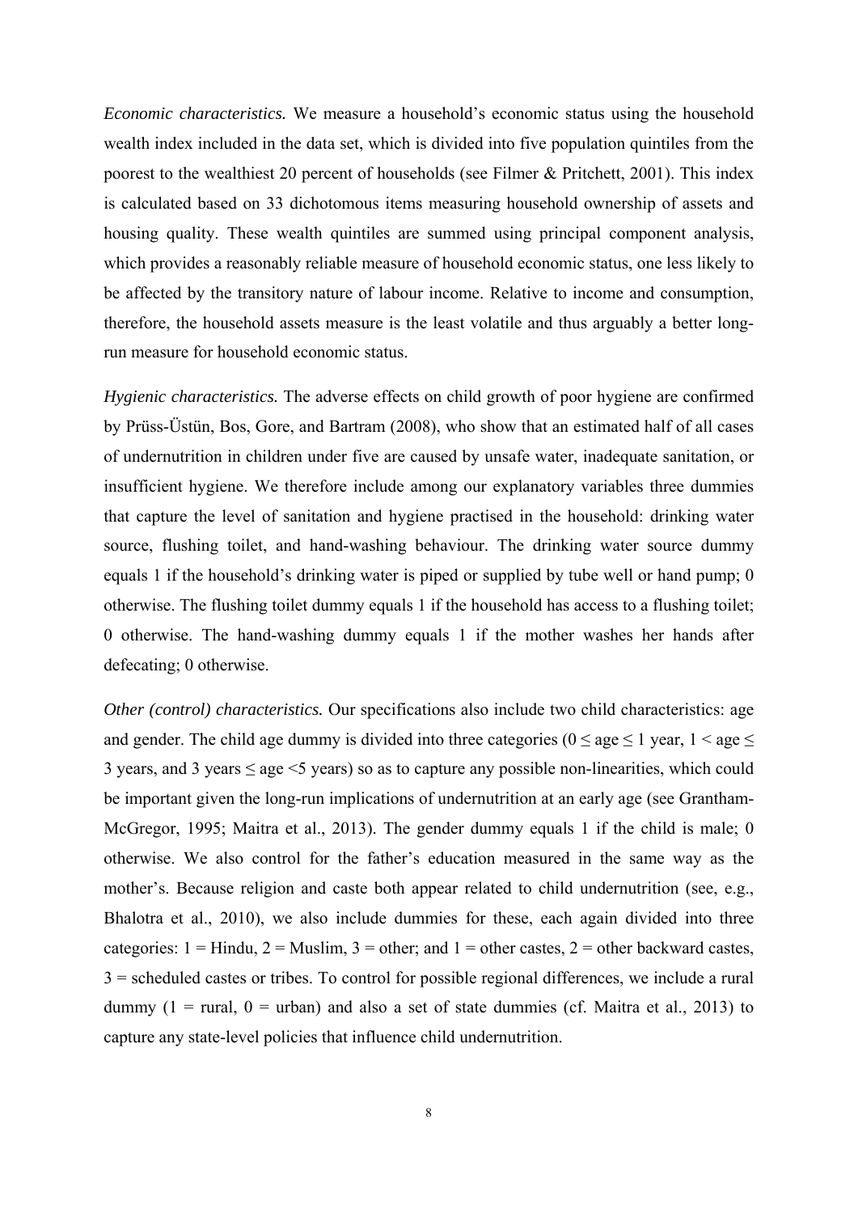*Economic characteristics.* We measure a household's economic status using the household wealth index included in the data set, which is divided into five population quintiles from the poorest to the wealthiest 20 percent of households (see Filmer & Pritchett, 2001). This index is calculated based on 33 dichotomous items measuring household ownership of assets and housing quality. These wealth quintiles are summed using principal component analysis, which provides a reasonably reliable measure of household economic status, one less likely to be affected by the transitory nature of labour income. Relative to income and consumption, therefore, the household assets measure is the least volatile and thus arguably a better long-run measure for household economic status.

*Hygienic characteristics.* The adverse effects on child growth of poor hygiene are confirmed by Prüss-Üstün, Bos, Gore, and Bartram (2008), who show that an estimated half of all cases of undernutrition in children under five are caused by unsafe water, inadequate sanitation, or insufficient hygiene. We therefore include among our explanatory variables three dummies that capture the level of sanitation and hygiene practised in the household: drinking water source, flushing toilet, and hand-washing behaviour. The drinking water source dummy equals 1 if the household's drinking water is piped or supplied by tube well or hand pump; 0 otherwise. The flushing toilet dummy equals 1 if the household has access to a flushing toilet; 0 otherwise. The hand-washing dummy equals 1 if the mother washes her hands after defecating; 0 otherwise.

*Other (control) characteristics.* Our specifications also include two child characteristics: age and gender. The child age dummy is divided into three categories ($0 \leq$ age $\leq 1$ year, $1 <$ age $\leq$ 3 years, and 3 years $\leq$ age $<5$ years) so as to capture any possible non-linearities, which could be important given the long-run implications of undernutrition at an early age (see Grantham-McGregor, 1995; Maitra et al., 2013). The gender dummy equals 1 if the child is male; 0 otherwise. We also control for the father's education measured in the same way as the mother's. Because religion and caste both appear related to child undernutrition (see, e.g., Bhalotra et al., 2010), we also include dummies for these, each again divided into three categories: 1 = Hindu, 2 = Muslim, 3 = other; and 1 = other castes, 2 = other backward castes, 3 = scheduled castes or tribes. To control for possible regional differences, we include a rural dummy (1 = rural, 0 = urban) and also a set of state dummies (cf. Maitra et al., 2013) to capture any state-level policies that influence child undernutrition.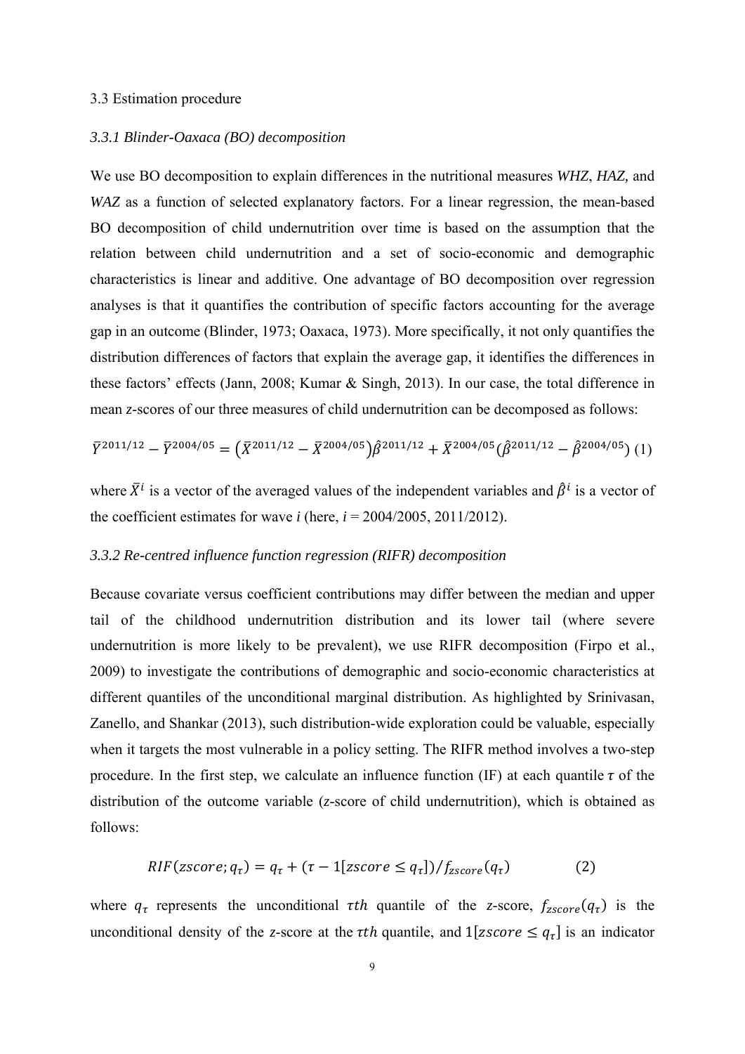### 3.3 Estimation procedure

#### *3.3.1 Blinder-Oaxaca (BO) decomposition*

We use BO decomposition to explain differences in the nutritional measures *WHZ*, *HAZ,* and *WAZ* as a function of selected explanatory factors. For a linear regression, the mean-based BO decomposition of child undernutrition over time is based on the assumption that the relation between child undernutrition and a set of socio-economic and demographic characteristics is linear and additive. One advantage of BO decomposition over regression analyses is that it quantifies the contribution of specific factors accounting for the average gap in an outcome (Blinder, 1973; Oaxaca, 1973). More specifically, it not only quantifies the distribution differences of factors that explain the average gap, it identifies the differences in these factors' effects (Jann, 2008; Kumar & Singh, 2013). In our case, the total difference in mean *z*-scores of our three measures of child undernutrition can be decomposed as follows:

$$\bar{Y}^{2011/12} - \bar{Y}^{2004/05} = \left(\bar{X}^{2011/12} - \bar{X}^{2004/05}\right)\hat{\beta}^{2011/12} + \bar{X}^{2004/05}\left(\hat{\beta}^{2011/12} - \hat{\beta}^{2004/05}\right) \quad (1)$$

where $\bar{X}^{i}$ is a vector of the averaged values of the independent variables and $\hat{\beta}^{i}$ is a vector of the coefficient estimates for wave *i* (here, *i* = 2004/2005, 2011/2012).

#### *3.3.2 Re-centred influence function regression (RIFR) decomposition*

Because covariate versus coefficient contributions may differ between the median and upper tail of the childhood undernutrition distribution and its lower tail (where severe undernutrition is more likely to be prevalent), we use RIFR decomposition (Firpo et al., 2009) to investigate the contributions of demographic and socio-economic characteristics at different quantiles of the unconditional marginal distribution. As highlighted by Srinivasan, Zanello, and Shankar (2013), such distribution-wide exploration could be valuable, especially when it targets the most vulnerable in a policy setting. The RIFR method involves a two-step procedure. In the first step, we calculate an influence function (IF) at each quantile $\tau$ of the distribution of the outcome variable (*z*-score of child undernutrition), which is obtained as follows:

$$RIF(zscore; q_{\tau}) = q_{\tau} + (\tau - 1[zscore \leq q_{\tau}])/f_{zscore}(q_{\tau}) \quad (2)$$

where $q_{\tau}$ represents the unconditional $\tau th$ quantile of the *z*-score, $f_{zscore}(q_{\tau})$ is the unconditional density of the *z*-score at the $\tau th$ quantile, and $1[zscore \leq q_{\tau}]$ is an indicator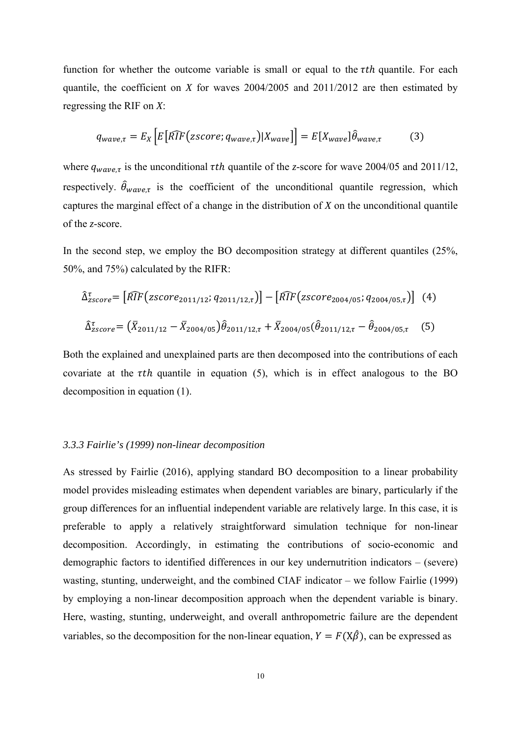function for whether the outcome variable is small or equal to the $\tau th$ quantile. For each quantile, the coefficient on $X$ for waves 2004/2005 and 2011/2012 are then estimated by regressing the RIF on $X$:

$$q_{wave,\tau} = E_X\left[E\left[\widehat{RIF}\left(zscore; q_{wave,\tau}\right)|X_{wave}\right]\right] = E[X_{wave}]\hat{\theta}_{wave,\tau} \qquad (3)$$

where $q_{wave,\tau}$ is the unconditional $\tau th$ quantile of the *z*-score for wave 2004/05 and 2011/12, respectively. $\hat{\theta}_{wave,\tau}$ is the coefficient of the unconditional quantile regression, which captures the marginal effect of a change in the distribution of $X$ on the unconditional quantile of the *z*-score.

In the second step, we employ the BO decomposition strategy at different quantiles (25%, 50%, and 75%) calculated by the RIFR:

$$\hat{\Delta}^{\tau}_{zscore} = \left[\widehat{RIF}\left(zscore_{2011/12}; q_{2011/12,\tau}\right)\right] - \left[\widehat{RIF}\left(zscore_{2004/05}; q_{2004/05,\tau}\right)\right] \quad (4)$$

$$\hat{\Delta}^{\tau}_{zscore} = \left(\bar{X}_{2011/12} - \bar{X}_{2004/05}\right)\hat{\theta}_{2011/12,\tau} + \bar{X}_{2004/05}\left(\hat{\theta}_{2011/12,\tau} - \hat{\theta}_{2004/05,\tau}\right) \quad (5)$$

Both the explained and unexplained parts are then decomposed into the contributions of each covariate at the $\tau th$ quantile in equation (5), which is in effect analogous to the BO decomposition in equation (1).

### *3.3.3 Fairlie's (1999) non-linear decomposition*

As stressed by Fairlie (2016), applying standard BO decomposition to a linear probability model provides misleading estimates when dependent variables are binary, particularly if the group differences for an influential independent variable are relatively large. In this case, it is preferable to apply a relatively straightforward simulation technique for non-linear decomposition. Accordingly, in estimating the contributions of socio-economic and demographic factors to identified differences in our key undernutrition indicators – (severe) wasting, stunting, underweight, and the combined CIAF indicator – we follow Fairlie (1999) by employing a non-linear decomposition approach when the dependent variable is binary. Here, wasting, stunting, underweight, and overall anthropometric failure are the dependent variables, so the decomposition for the non-linear equation, $Y = F(X\hat{\beta})$, can be expressed as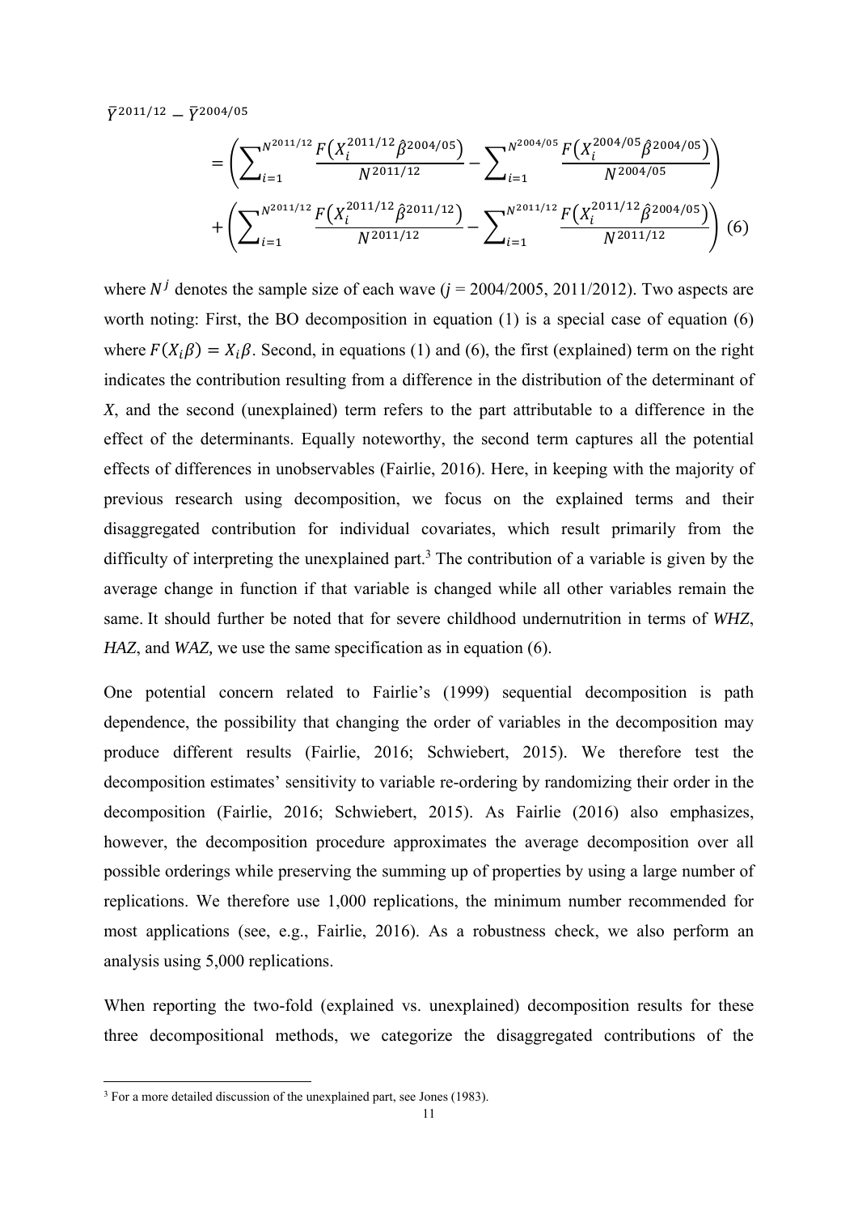$$
\begin{aligned}
&\bar{Y}^{2011/12} - \bar{Y}^{2004/05} \\
&= \left( \sum_{i=1}^{N^{2011/12}} \frac{F\left(X_i^{2011/12} \hat{\beta}^{2004/05}\right)}{N^{2011/12}} - \sum_{i=1}^{N^{2004/05}} \frac{F\left(X_i^{2004/05} \hat{\beta}^{2004/05}\right)}{N^{2004/05}} \right) \\
&+ \left( \sum_{i=1}^{N^{2011/12}} \frac{F\left(X_i^{2011/12} \hat{\beta}^{2011/12}\right)}{N^{2011/12}} - \sum_{i=1}^{N^{2011/12}} \frac{F\left(X_i^{2011/12} \hat{\beta}^{2004/05}\right)}{N^{2011/12}} \right) \quad (6)
\end{aligned}
$$

where $N^j$ denotes the sample size of each wave ($j$ = 2004/2005, 2011/2012). Two aspects are worth noting: First, the BO decomposition in equation (1) is a special case of equation (6) where $F(X_i\beta) = X_i\beta$. Second, in equations (1) and (6), the first (explained) term on the right indicates the contribution resulting from a difference in the distribution of the determinant of *X*, and the second (unexplained) term refers to the part attributable to a difference in the effect of the determinants. Equally noteworthy, the second term captures all the potential effects of differences in unobservables (Fairlie, 2016). Here, in keeping with the majority of previous research using decomposition, we focus on the explained terms and their disaggregated contribution for individual covariates, which result primarily from the difficulty of interpreting the unexplained part.[3] The contribution of a variable is given by the average change in function if that variable is changed while all other variables remain the same. It should further be noted that for severe childhood undernutrition in terms of *WHZ*, *HAZ*, and *WAZ,* we use the same specification as in equation (6).

One potential concern related to Fairlie's (1999) sequential decomposition is path dependence, the possibility that changing the order of variables in the decomposition may produce different results (Fairlie, 2016; Schwiebert, 2015). We therefore test the decomposition estimates' sensitivity to variable re-ordering by randomizing their order in the decomposition (Fairlie, 2016; Schwiebert, 2015). As Fairlie (2016) also emphasizes, however, the decomposition procedure approximates the average decomposition over all possible orderings while preserving the summing up of properties by using a large number of replications. We therefore use 1,000 replications, the minimum number recommended for most applications (see, e.g., Fairlie, 2016). As a robustness check, we also perform an analysis using 5,000 replications.

When reporting the two-fold (explained vs. unexplained) decomposition results for these three decompositional methods, we categorize the disaggregated contributions of the

[3] For a more detailed discussion of the unexplained part, see Jones (1983).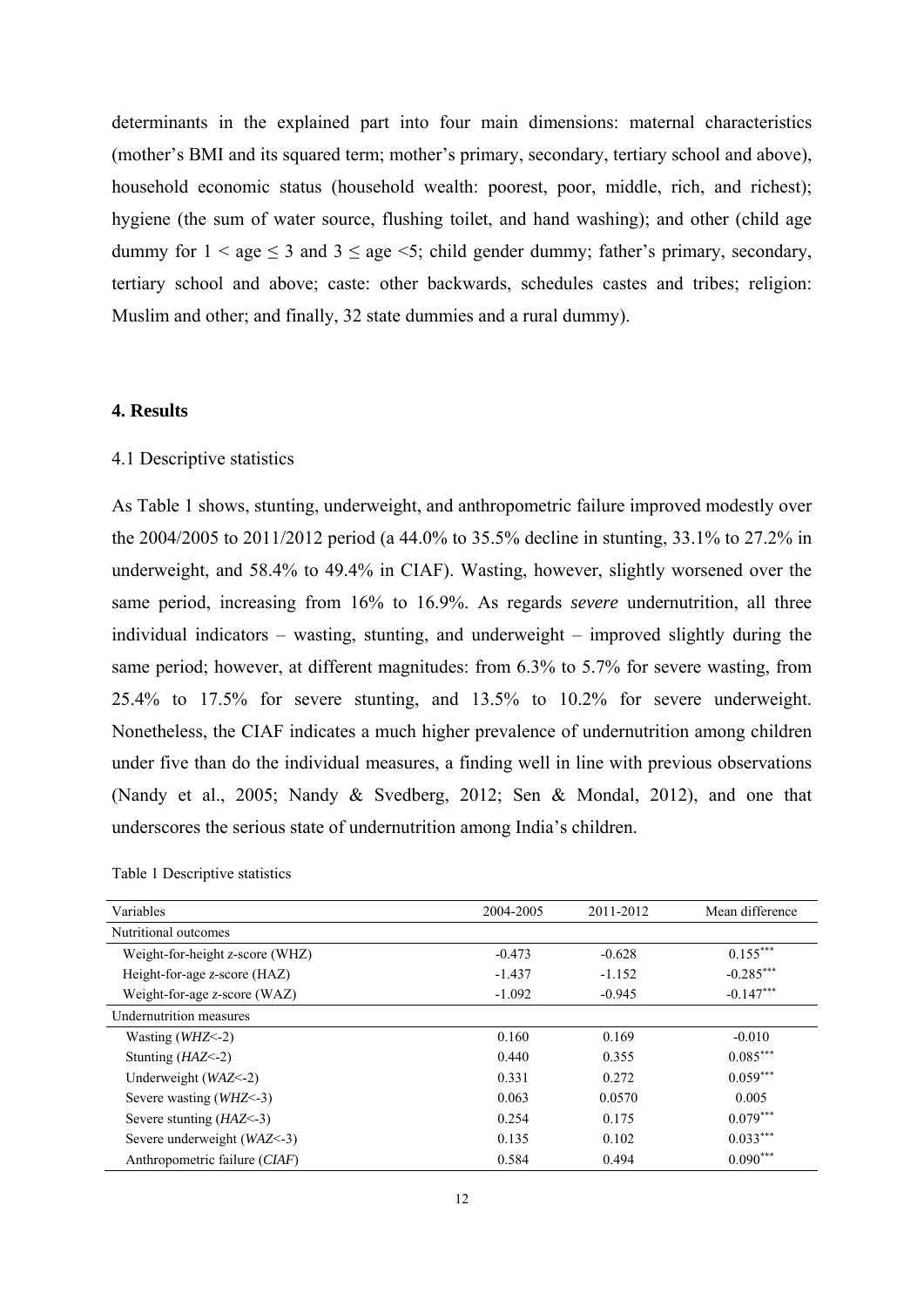determinants in the explained part into four main dimensions: maternal characteristics (mother's BMI and its squared term; mother's primary, secondary, tertiary school and above), household economic status (household wealth: poorest, poor, middle, rich, and richest); hygiene (the sum of water source, flushing toilet, and hand washing); and other (child age dummy for $1 < \text{age} \leq 3$ and $3 \leq \text{age} < 5$; child gender dummy; father's primary, secondary, tertiary school and above; caste: other backwards, schedules castes and tribes; religion: Muslim and other; and finally, 32 state dummies and a rural dummy).

#### 4. Results

4.1 Descriptive statistics

As Table 1 shows, stunting, underweight, and anthropometric failure improved modestly over the 2004/2005 to 2011/2012 period (a 44.0% to 35.5% decline in stunting, 33.1% to 27.2% in underweight, and 58.4% to 49.4% in CIAF). Wasting, however, slightly worsened over the same period, increasing from 16% to 16.9%. As regards *severe* undernutrition, all three individual indicators – wasting, stunting, and underweight – improved slightly during the same period; however, at different magnitudes: from 6.3% to 5.7% for severe wasting, from 25.4% to 17.5% for severe stunting, and 13.5% to 10.2% for severe underweight. Nonetheless, the CIAF indicates a much higher prevalence of undernutrition among children under five than do the individual measures, a finding well in line with previous observations (Nandy et al., 2005; Nandy & Svedberg, 2012; Sen & Mondal, 2012), and one that underscores the serious state of undernutrition among India's children.

Table 1 Descriptive statistics

| Variables | 2004-2005 | 2011-2012 | Mean difference |
|---|---|---|---|
| Nutritional outcomes | | | |
| Weight-for-height *z*-score (WHZ) | -0.473 | -0.628 | 0.155*** |
| Height-for-age *z*-score (HAZ) | -1.437 | -1.152 | -0.285*** |
| Weight-for-age *z*-score (WAZ) | -1.092 | -0.945 | -0.147*** |
| Undernutrition measures | | | |
| Wasting (*WHZ*<-2) | 0.160 | 0.169 | -0.010 |
| Stunting (*HAZ*<-2) | 0.440 | 0.355 | 0.085*** |
| Underweight (*WAZ*<-2) | 0.331 | 0.272 | 0.059*** |
| Severe wasting (*WHZ*<-3) | 0.063 | 0.0570 | 0.005 |
| Severe stunting (*HAZ*<-3) | 0.254 | 0.175 | 0.079*** |
| Severe underweight (*WAZ*<-3) | 0.135 | 0.102 | 0.033*** |
| Anthropometric failure (*CIAF*) | 0.584 | 0.494 | 0.090*** |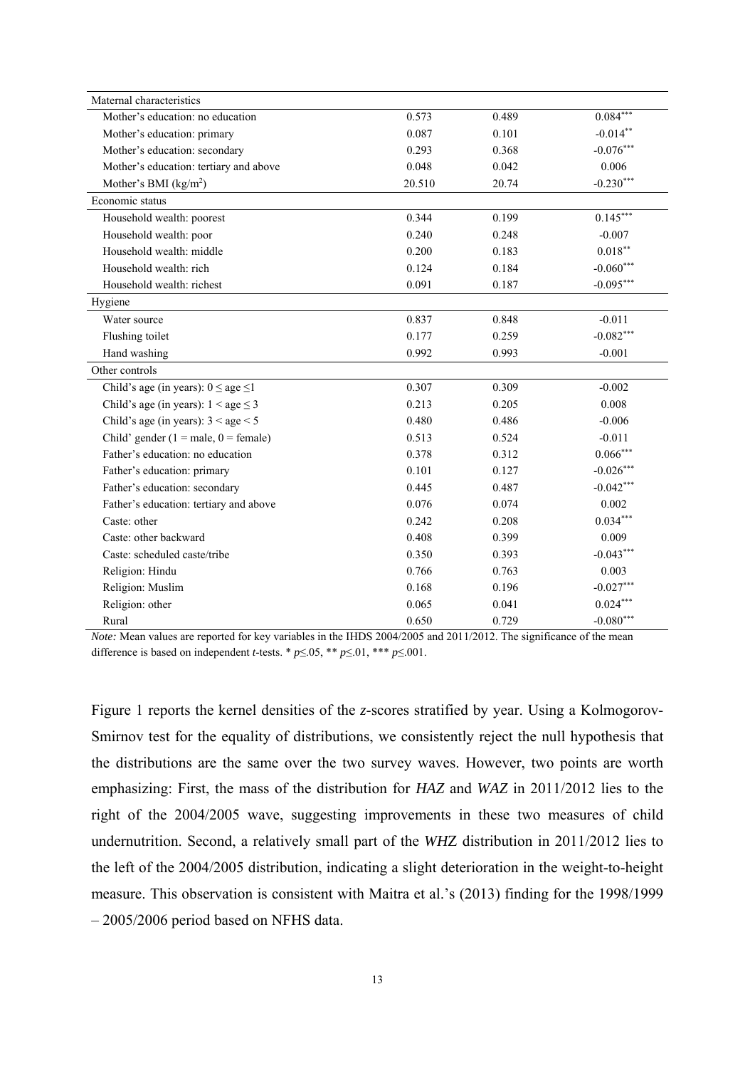| Maternal characteristics | | | |
|---|---|---|---|
| Mother's education: no education | 0.573 | 0.489 | 0.084*** |
| Mother's education: primary | 0.087 | 0.101 | -0.014** |
| Mother's education: secondary | 0.293 | 0.368 | -0.076*** |
| Mother's education: tertiary and above | 0.048 | 0.042 | 0.006 |
| Mother's BMI (kg/m$^2$) | 20.510 | 20.74 | -0.230*** |
| **Economic status** | | | |
| Household wealth: poorest | 0.344 | 0.199 | 0.145*** |
| Household wealth: poor | 0.240 | 0.248 | -0.007 |
| Household wealth: middle | 0.200 | 0.183 | 0.018** |
| Household wealth: rich | 0.124 | 0.184 | -0.060*** |
| Household wealth: richest | 0.091 | 0.187 | -0.095*** |
| **Hygiene** | | | |
| Water source | 0.837 | 0.848 | -0.011 |
| Flushing toilet | 0.177 | 0.259 | -0.082*** |
| Hand washing | 0.992 | 0.993 | -0.001 |
| **Other controls** | | | |
| Child's age (in years): $0 \leq$ age $\leq 1$ | 0.307 | 0.309 | -0.002 |
| Child's age (in years): $1 <$ age $\leq 3$ | 0.213 | 0.205 | 0.008 |
| Child's age (in years): $3 <$ age $< 5$ | 0.480 | 0.486 | -0.006 |
| Child' gender (1 = male, 0 = female) | 0.513 | 0.524 | -0.011 |
| Father's education: no education | 0.378 | 0.312 | 0.066*** |
| Father's education: primary | 0.101 | 0.127 | -0.026*** |
| Father's education: secondary | 0.445 | 0.487 | -0.042*** |
| Father's education: tertiary and above | 0.076 | 0.074 | 0.002 |
| Caste: other | 0.242 | 0.208 | 0.034*** |
| Caste: other backward | 0.408 | 0.399 | 0.009 |
| Caste: scheduled caste/tribe | 0.350 | 0.393 | -0.043*** |
| Religion: Hindu | 0.766 | 0.763 | 0.003 |
| Religion: Muslim | 0.168 | 0.196 | -0.027*** |
| Religion: other | 0.065 | 0.041 | 0.024*** |
| Rural | 0.650 | 0.729 | -0.080*** |

*Note:* Mean values are reported for key variables in the IHDS 2004/2005 and 2011/2012. The significance of the mean difference is based on independent *t*-tests. * $p \leq .05$, ** $p \leq .01$, *** $p \leq .001$.

Figure 1 reports the kernel densities of the *z*-scores stratified by year. Using a Kolmogorov-Smirnov test for the equality of distributions, we consistently reject the null hypothesis that the distributions are the same over the two survey waves. However, two points are worth emphasizing: First, the mass of the distribution for *HAZ* and *WAZ* in 2011/2012 lies to the right of the 2004/2005 wave, suggesting improvements in these two measures of child undernutrition. Second, a relatively small part of the *WHZ* distribution in 2011/2012 lies to the left of the 2004/2005 distribution, indicating a slight deterioration in the weight-to-height measure. This observation is consistent with Maitra et al.'s (2013) finding for the 1998/1999 – 2005/2006 period based on NFHS data.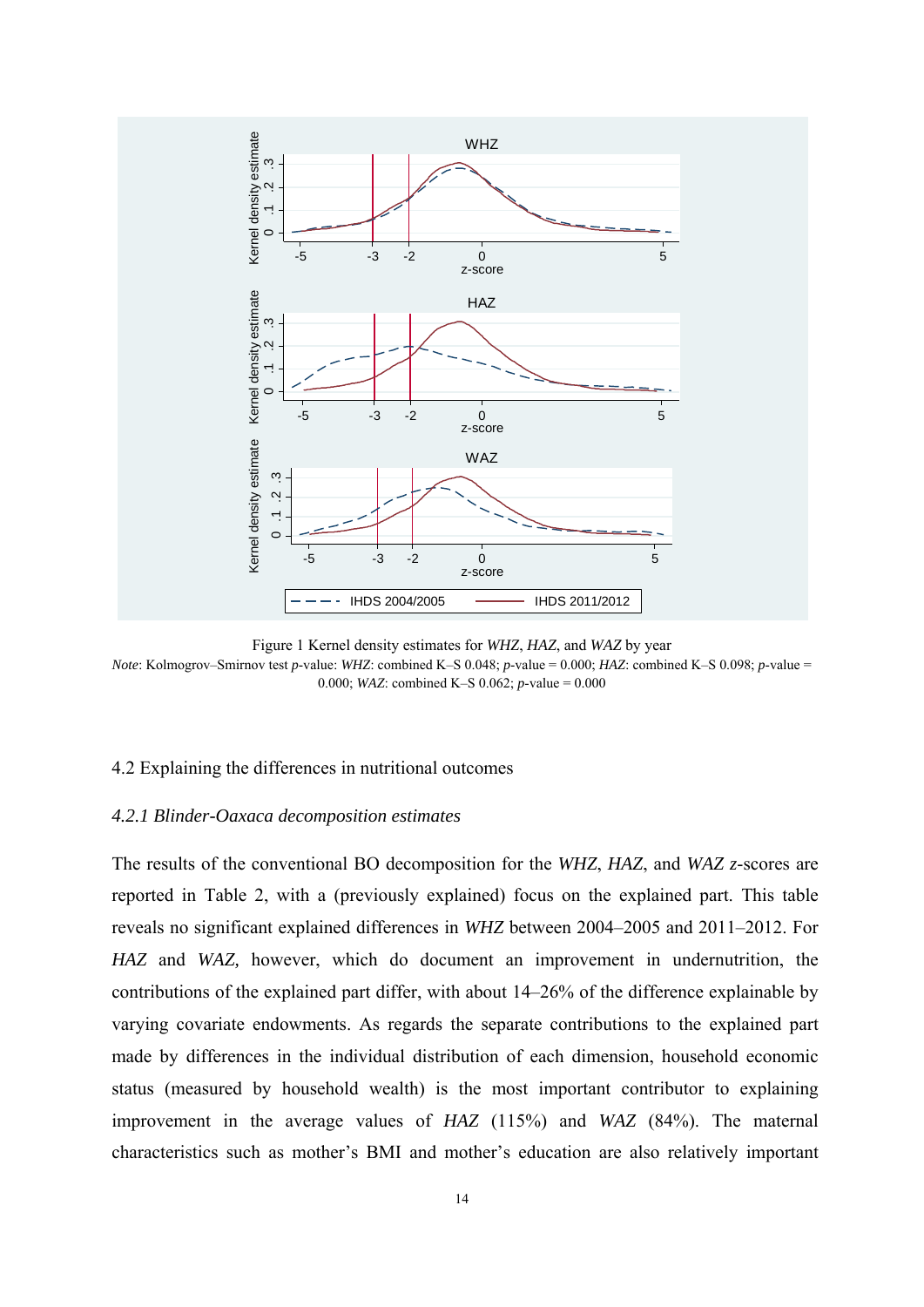Figure 1 Kernel density estimates for *WHZ*, *HAZ*, and *WAZ* by year

*Note*: Kolmogrov–Smirnov test *p*-value: *WHZ*: combined K–S 0.048; *p*-value = 0.000; *HAZ*: combined K–S 0.098; *p*-value = 0.000; *WAZ*: combined K–S 0.062; *p*-value = 0.000

## 4.2 Explaining the differences in nutritional outcomes

### *4.2.1 Blinder-Oaxaca decomposition estimates*

The results of the conventional BO decomposition for the *WHZ*, *HAZ*, and *WAZ* *z*-scores are reported in Table 2, with a (previously explained) focus on the explained part. This table reveals no significant explained differences in *WHZ* between 2004–2005 and 2011–2012. For *HAZ* and *WAZ,* however, which do document an improvement in undernutrition, the contributions of the explained part differ, with about 14–26% of the difference explainable by varying covariate endowments. As regards the separate contributions to the explained part made by differences in the individual distribution of each dimension, household economic status (measured by household wealth) is the most important contributor to explaining improvement in the average values of *HAZ* (115%) and *WAZ* (84%). The maternal characteristics such as mother's BMI and mother's education are also relatively important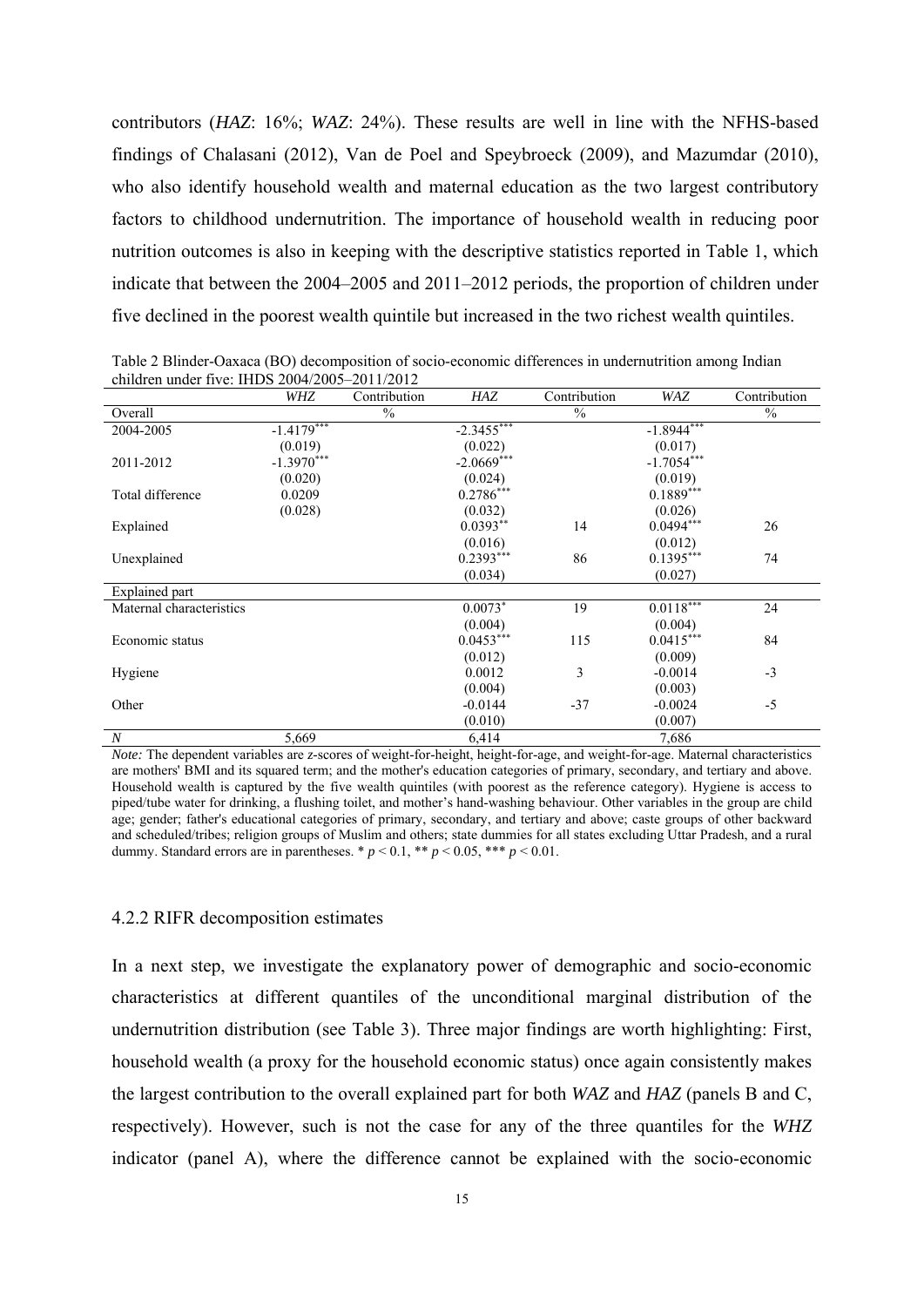contributors (*HAZ*: 16%; *WAZ*: 24%). These results are well in line with the NFHS-based findings of Chalasani (2012), Van de Poel and Speybroeck (2009), and Mazumdar (2010), who also identify household wealth and maternal education as the two largest contributory factors to childhood undernutrition. The importance of household wealth in reducing poor nutrition outcomes is also in keeping with the descriptive statistics reported in Table 1, which indicate that between the 2004–2005 and 2011–2012 periods, the proportion of children under five declined in the poorest wealth quintile but increased in the two richest wealth quintiles.

Table 2 Blinder-Oaxaca (BO) decomposition of socio-economic differences in undernutrition among Indian children under five: IHDS 2004/2005–2011/2012

| | *WHZ* | Contribution | *HAZ* | Contribution | *WAZ* | Contribution |
|---|---|---|---|---|---|---|
| Overall | | % | | % | | % |
| 2004-2005 | -1.4179*** | | -2.3455*** | | -1.8944*** | |
| | (0.019) | | (0.022) | | (0.017) | |
| 2011-2012 | -1.3970*** | | -2.0669*** | | -1.7054*** | |
| | (0.020) | | (0.024) | | (0.019) | |
| Total difference | 0.0209 | | 0.2786*** | | 0.1889*** | |
| | (0.028) | | (0.032) | | (0.026) | |
| Explained | | | 0.0393** | 14 | 0.0494*** | 26 |
| | | | (0.016) | | (0.012) | |
| Unexplained | | | 0.2393*** | 86 | 0.1395*** | 74 |
| | | | (0.034) | | (0.027) | |
| Explained part | | | | | | |
| Maternal characteristics | | | 0.0073* | 19 | 0.0118*** | 24 |
| | | | (0.004) | | (0.004) | |
| Economic status | | | 0.0453*** | 115 | 0.0415*** | 84 |
| | | | (0.012) | | (0.009) | |
| Hygiene | | | 0.0012 | 3 | -0.0014 | -3 |
| | | | (0.004) | | (0.003) | |
| Other | | | -0.0144 | -37 | -0.0024 | -5 |
| | | | (0.010) | | (0.007) | |
| *N* | 5,669 | | 6,414 | | 7,686 | |

*Note:* The dependent variables are *z*-scores of weight-for-height, height-for-age, and weight-for-age. Maternal characteristics are mothers' BMI and its squared term; and the mother's education categories of primary, secondary, and tertiary and above. Household wealth is captured by the five wealth quintiles (with poorest as the reference category). Hygiene is access to piped/tube water for drinking, a flushing toilet, and mother's hand-washing behaviour. Other variables in the group are child age; gender; father's educational categories of primary, secondary, and tertiary and above; caste groups of other backward and scheduled/tribes; religion groups of Muslim and others; state dummies for all states excluding Uttar Pradesh, and a rural dummy. Standard errors are in parentheses. * $p < 0.1$, ** $p < 0.05$, *** $p < 0.01$.

### 4.2.2 RIFR decomposition estimates

In a next step, we investigate the explanatory power of demographic and socio-economic characteristics at different quantiles of the unconditional marginal distribution of the undernutrition distribution (see Table 3). Three major findings are worth highlighting: First, household wealth (a proxy for the household economic status) once again consistently makes the largest contribution to the overall explained part for both *WAZ* and *HAZ* (panels B and C, respectively). However, such is not the case for any of the three quantiles for the *WHZ* indicator (panel A), where the difference cannot be explained with the socio-economic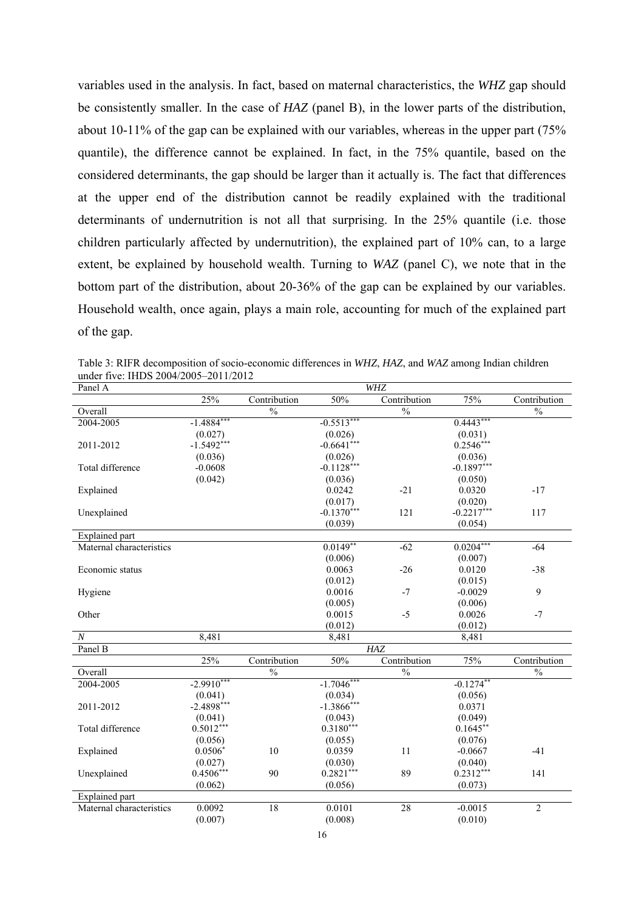variables used in the analysis. In fact, based on maternal characteristics, the *WHZ* gap should be consistently smaller. In the case of *HAZ* (panel B), in the lower parts of the distribution, about 10-11% of the gap can be explained with our variables, whereas in the upper part (75% quantile), the difference cannot be explained. In fact, in the 75% quantile, based on the considered determinants, the gap should be larger than it actually is. The fact that differences at the upper end of the distribution cannot be readily explained with the traditional determinants of undernutrition is not all that surprising. In the 25% quantile (i.e. those children particularly affected by undernutrition), the explained part of 10% can, to a large extent, be explained by household wealth. Turning to *WAZ* (panel C), we note that in the bottom part of the distribution, about 20-36% of the gap can be explained by our variables. Household wealth, once again, plays a main role, accounting for much of the explained part of the gap.

Table 3: RIFR decomposition of socio-economic differences in *WHZ*, *HAZ*, and *WAZ* among Indian children under five: IHDS 2004/2005–2011/2012

| Panel A | *WHZ* | | | | | |
|---|---|---|---|---|---|---|
| | 25% | Contribution | 50% | Contribution | 75% | Contribution |
| Overall | | % | | % | | % |
| 2004-2005 | -1.4884*** | | -0.5513*** | | 0.4443*** | |
| | (0.027) | | (0.026) | | (0.031) | |
| 2011-2012 | -1.5492*** | | -0.6641*** | | 0.2546*** | |
| | (0.036) | | (0.026) | | (0.036) | |
| Total difference | -0.0608 | | -0.1128*** | | -0.1897*** | |
| | (0.042) | | (0.036) | | (0.050) | |
| Explained | | | 0.0242 | -21 | 0.0320 | -17 |
| | | | (0.017) | | (0.020) | |
| Unexplained | | | -0.1370*** | 121 | -0.2217*** | 117 |
| | | | (0.039) | | (0.054) | |
| Explained part | | | | | | |
| Maternal characteristics | | | 0.0149** | -62 | 0.0204*** | -64 |
| | | | (0.006) | | (0.007) | |
| Economic status | | | 0.0063 | -26 | 0.0120 | -38 |
| | | | (0.012) | | (0.015) | |
| Hygiene | | | 0.0016 | -7 | -0.0029 | 9 |
| | | | (0.005) | | (0.006) | |
| Other | | | 0.0015 | -5 | 0.0026 | -7 |
| | | | (0.012) | | (0.012) | |
| *N* | 8,481 | | 8,481 | | 8,481 | |
| **Panel B** | *HAZ* | | | | | |
| | 25% | Contribution | 50% | Contribution | 75% | Contribution |
| Overall | | % | | % | | % |
| 2004-2005 | -2.9910*** | | -1.7046*** | | -0.1274** | |
| | (0.041) | | (0.034) | | (0.056) | |
| 2011-2012 | -2.4898*** | | -1.3866*** | | 0.0371 | |
| | (0.041) | | (0.043) | | (0.049) | |
| Total difference | 0.5012*** | | 0.3180*** | | 0.1645** | |
| | (0.056) | | (0.055) | | (0.076) | |
| Explained | 0.0506* | 10 | 0.0359 | 11 | -0.0667 | -41 |
| | (0.027) | | (0.030) | | (0.040) | |
| Unexplained | 0.4506*** | 90 | 0.2821*** | 89 | 0.2312*** | 141 |
| | (0.062) | | (0.056) | | (0.073) | |
| Explained part | | | | | | |
| Maternal characteristics | 0.0092 | 18 | 0.0101 | 28 | -0.0015 | 2 |
| | (0.007) | | (0.008) | | (0.010) | |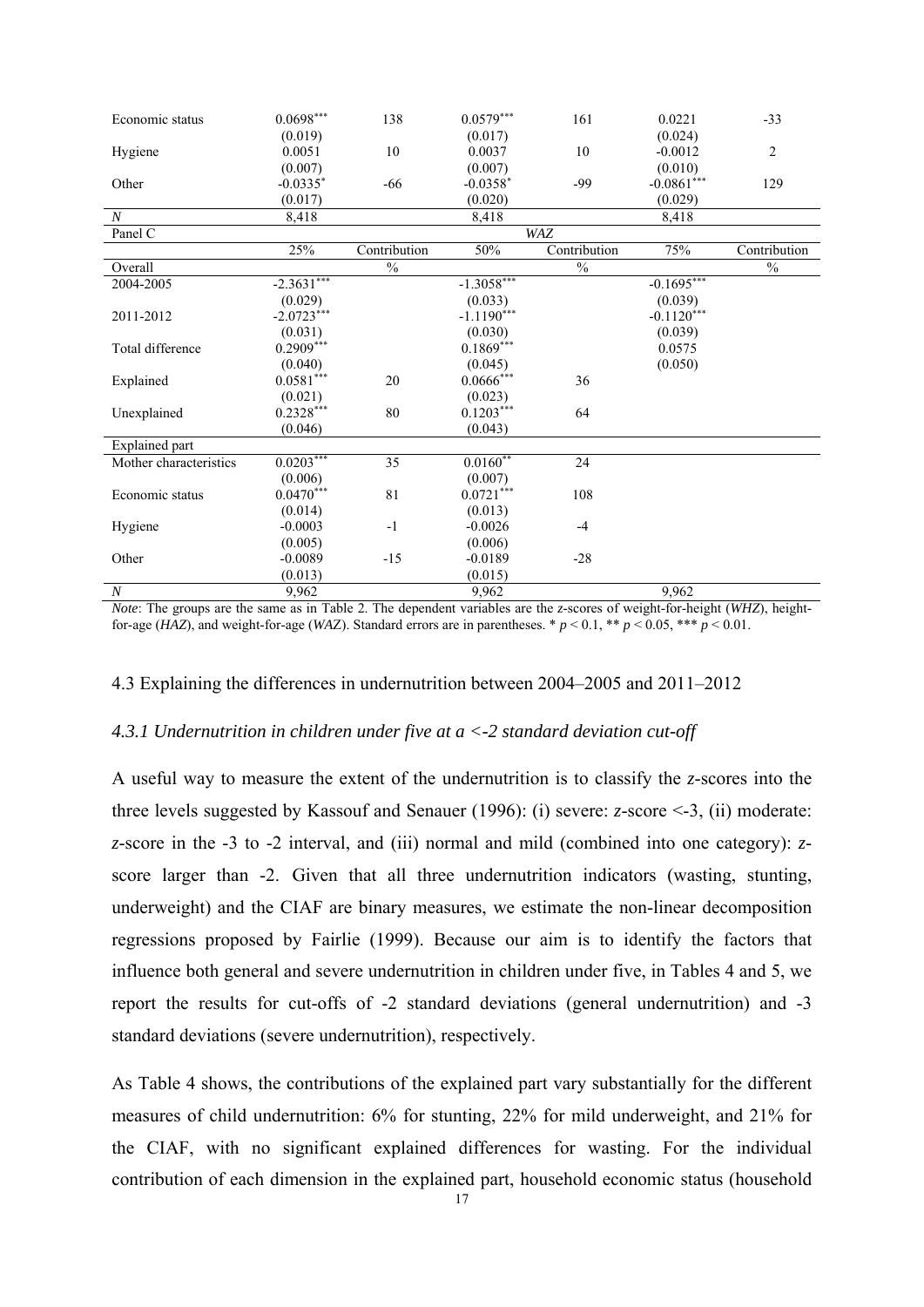| Economic status | 0.0698*** | 138 | 0.0579*** | 161 | 0.0221 | -33 |
|---|---|---|---|---|---|---|
| | (0.019) | | (0.017) | | (0.024) | |
| Hygiene | 0.0051 | 10 | 0.0037 | 10 | -0.0012 | 2 |
| | (0.007) | | (0.007) | | (0.010) | |
| Other | -0.0335* | -66 | -0.0358* | -99 | -0.0861*** | 129 |
| | (0.017) | | (0.020) | | (0.029) | |
| *N* | 8,418 | | 8,418 | | 8,418 | |
| Panel C | | | *WAZ* | | | |
| | 25% | Contribution | 50% | Contribution | 75% | Contribution |
| Overall | | % | | % | | % |
| 2004-2005 | -2.3631*** | | -1.3058*** | | -0.1695*** | |
| | (0.029) | | (0.033) | | (0.039) | |
| 2011-2012 | -2.0723*** | | -1.1190*** | | -0.1120*** | |
| | (0.031) | | (0.030) | | (0.039) | |
| Total difference | 0.2909*** | | 0.1869*** | | 0.0575 | |
| | (0.040) | | (0.045) | | (0.050) | |
| Explained | 0.0581*** | 20 | 0.0666*** | 36 | | |
| | (0.021) | | (0.023) | | | |
| Unexplained | 0.2328*** | 80 | 0.1203*** | 64 | | |
| | (0.046) | | (0.043) | | | |
| Explained part | | | | | | |
| Mother characteristics | 0.0203*** | 35 | 0.0160** | 24 | | |
| | (0.006) | | (0.007) | | | |
| Economic status | 0.0470*** | 81 | 0.0721*** | 108 | | |
| | (0.014) | | (0.013) | | | |
| Hygiene | -0.0003 | -1 | -0.0026 | -4 | | |
| | (0.005) | | (0.006) | | | |
| Other | -0.0089 | -15 | -0.0189 | -28 | | |
| | (0.013) | | (0.015) | | | |
| *N* | 9,962 | | 9,962 | | 9,962 | |

*Note*: The groups are the same as in Table 2. The dependent variables are the z-scores of weight-for-height (*WHZ*), height-for-age (*HAZ*), and weight-for-age (*WAZ*). Standard errors are in parentheses. * $p < 0.1$, ** $p < 0.05$, *** $p < 0.01$.

## 4.3 Explaining the differences in undernutrition between 2004–2005 and 2011–2012

### *4.3.1 Undernutrition in children under five at a <-2 standard deviation cut-off*

A useful way to measure the extent of the undernutrition is to classify the *z*-scores into the three levels suggested by Kassouf and Senauer (1996): (i) severe: *z*-score <-3, (ii) moderate: *z*-score in the -3 to -2 interval, and (iii) normal and mild (combined into one category): *z*-score larger than -2. Given that all three undernutrition indicators (wasting, stunting, underweight) and the CIAF are binary measures, we estimate the non-linear decomposition regressions proposed by Fairlie (1999). Because our aim is to identify the factors that influence both general and severe undernutrition in children under five, in Tables 4 and 5, we report the results for cut-offs of -2 standard deviations (general undernutrition) and -3 standard deviations (severe undernutrition), respectively.

As Table 4 shows, the contributions of the explained part vary substantially for the different measures of child undernutrition: 6% for stunting, 22% for mild underweight, and 21% for the CIAF, with no significant explained differences for wasting. For the individual contribution of each dimension in the explained part, household economic status (household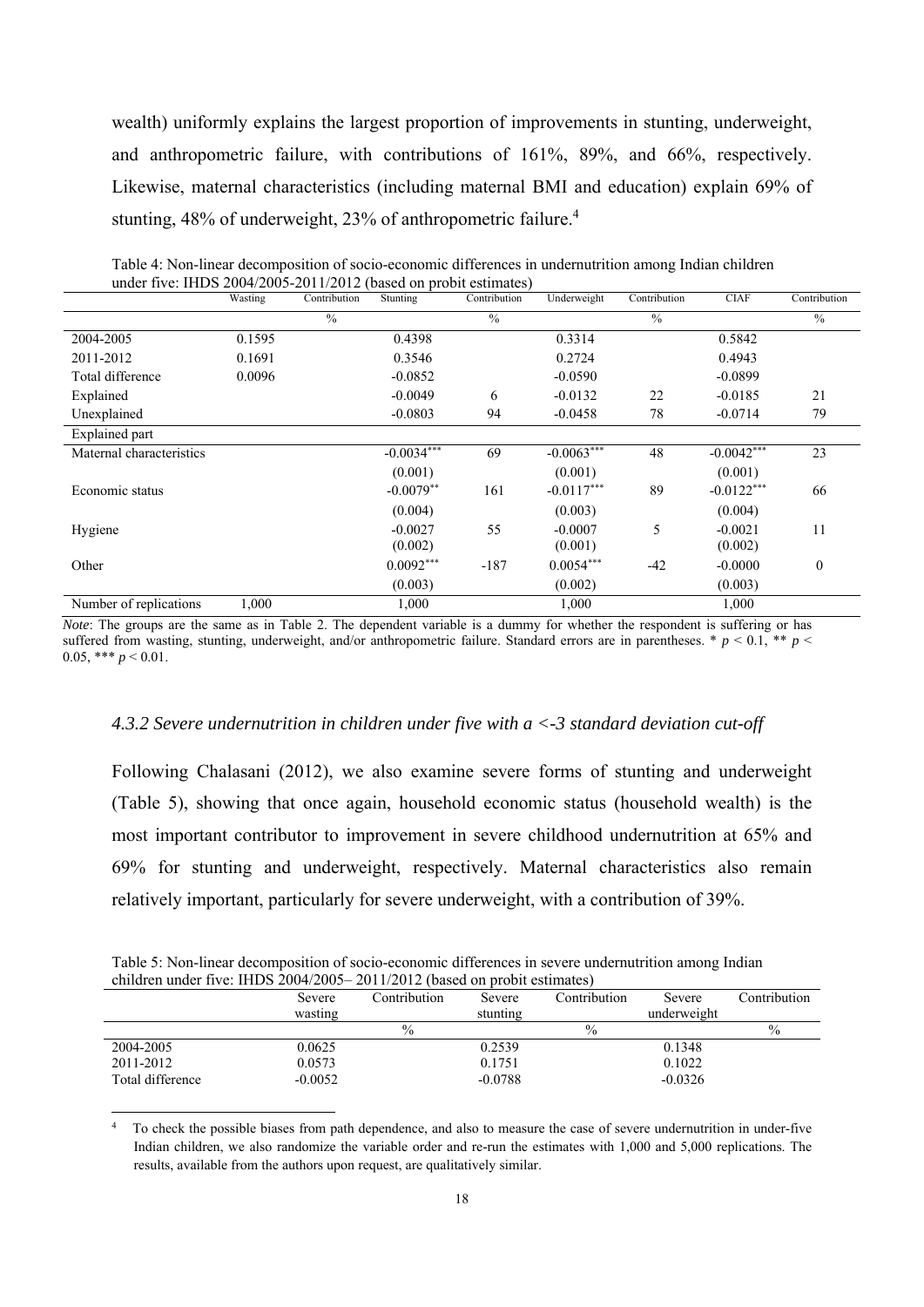wealth) uniformly explains the largest proportion of improvements in stunting, underweight, and anthropometric failure, with contributions of 161%, 89%, and 66%, respectively. Likewise, maternal characteristics (including maternal BMI and education) explain 69% of stunting, 48% of underweight, 23% of anthropometric failure.[4]

Table 4: Non-linear decomposition of socio-economic differences in undernutrition among Indian children under five: IHDS 2004/2005-2011/2012 (based on probit estimates)

| | Wasting | Contribution | Stunting | Contribution | Underweight | Contribution | CIAF | Contribution |
|---|---|---|---|---|---|---|---|---|
| | | % | | % | | % | | % |
| 2004-2005 | 0.1595 | | 0.4398 | | 0.3314 | | 0.5842 | |
| 2011-2012 | 0.1691 | | 0.3546 | | 0.2724 | | 0.4943 | |
| Total difference | 0.0096 | | -0.0852 | | -0.0590 | | -0.0899 | |
| Explained | | | -0.0049 | 6 | -0.0132 | 22 | -0.0185 | 21 |
| Unexplained | | | -0.0803 | 94 | -0.0458 | 78 | -0.0714 | 79 |
| Explained part | | | | | | | | |
| Maternal characteristics | | | -0.0034*** | 69 | -0.0063*** | 48 | -0.0042*** | 23 |
| | | | (0.001) | | (0.001) | | (0.001) | |
| Economic status | | | -0.0079** | 161 | -0.0117*** | 89 | -0.0122*** | 66 |
| | | | (0.004) | | (0.003) | | (0.004) | |
| Hygiene | | | -0.0027 | 55 | -0.0007 | 5 | -0.0021 | 11 |
| | | | (0.002) | | (0.001) | | (0.002) | |
| Other | | | 0.0092*** | -187 | 0.0054*** | -42 | -0.0000 | 0 |
| | | | (0.003) | | (0.002) | | (0.003) | |
| Number of replications | 1,000 | | 1,000 | | 1,000 | | 1,000 | |

*Note*: The groups are the same as in Table 2. The dependent variable is a dummy for whether the respondent is suffering or has suffered from wasting, stunting, underweight, and/or anthropometric failure. Standard errors are in parentheses. * $p < 0.1$, ** $p < 0.05$, *** $p < 0.01$.

### *4.3.2 Severe undernutrition in children under five with a <-3 standard deviation cut-off*

Following Chalasani (2012), we also examine severe forms of stunting and underweight (Table 5), showing that once again, household economic status (household wealth) is the most important contributor to improvement in severe childhood undernutrition at 65% and 69% for stunting and underweight, respectively. Maternal characteristics also remain relatively important, particularly for severe underweight, with a contribution of 39%.

Table 5: Non-linear decomposition of socio-economic differences in severe undernutrition among Indian children under five: IHDS 2004/2005– 2011/2012 (based on probit estimates)

| | Severe wasting | Contribution | Severe stunting | Contribution | Severe underweight | Contribution |
|---|---|---|---|---|---|---|
| | | % | | % | | % |
| 2004-2005 | 0.0625 | | 0.2539 | | 0.1348 | |
| 2011-2012 | 0.0573 | | 0.1751 | | 0.1022 | |
| Total difference | -0.0052 | | -0.0788 | | -0.0326 | |

[4] To check the possible biases from path dependence, and also to measure the case of severe undernutrition in under-five Indian children, we also randomize the variable order and re-run the estimates with 1,000 and 5,000 replications. The results, available from the authors upon request, are qualitatively similar.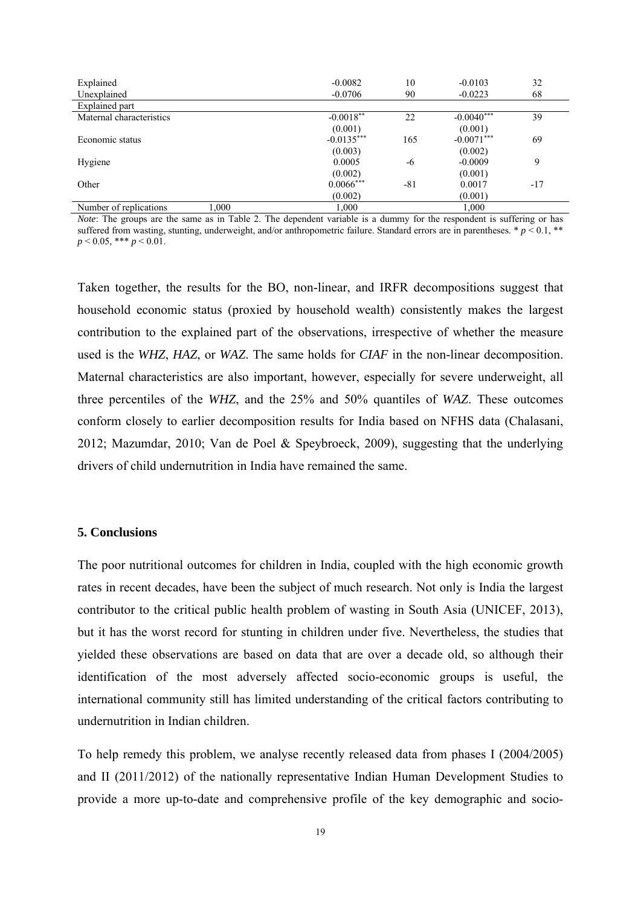| | | | | | |
|---|---|---|---|---|---|
| Explained | | -0.0082 | 10 | -0.0103 | 32 |
| Unexplained | | -0.0706 | 90 | -0.0223 | 68 |
| Explained part | | | | | |
| Maternal characteristics | | -0.0018** | 22 | -0.0040*** | 39 |
| | | (0.001) | | (0.001) | |
| Economic status | | -0.0135*** | 165 | -0.0071*** | 69 |
| | | (0.003) | | (0.002) | |
| Hygiene | | 0.0005 | -6 | -0.0009 | 9 |
| | | (0.002) | | (0.001) | |
| Other | | 0.0066*** | -81 | 0.0017 | -17 |
| | | (0.002) | | (0.001) | |
| Number of replications | 1,000 | 1,000 | | 1,000 | |

*Note*: The groups are the same as in Table 2. The dependent variable is a dummy for the respondent is suffering or has suffered from wasting, stunting, underweight, and/or anthropometric failure. Standard errors are in parentheses. * $p < 0.1$, ** $p < 0.05$, *** $p < 0.01$.

Taken together, the results for the BO, non-linear, and IRFR decompositions suggest that household economic status (proxied by household wealth) consistently makes the largest contribution to the explained part of the observations, irrespective of whether the measure used is the *WHZ*, *HAZ*, or *WAZ*. The same holds for *CIAF* in the non-linear decomposition. Maternal characteristics are also important, however, especially for severe underweight, all three percentiles of the *WHZ*, and the 25% and 50% quantiles of *WAZ*. These outcomes conform closely to earlier decomposition results for India based on NFHS data (Chalasani, 2012; Mazumdar, 2010; Van de Poel & Speybroeck, 2009), suggesting that the underlying drivers of child undernutrition in India have remained the same.

### 5. Conclusions

The poor nutritional outcomes for children in India, coupled with the high economic growth rates in recent decades, have been the subject of much research. Not only is India the largest contributor to the critical public health problem of wasting in South Asia (UNICEF, 2013), but it has the worst record for stunting in children under five. Nevertheless, the studies that yielded these observations are based on data that are over a decade old, so although their identification of the most adversely affected socio-economic groups is useful, the international community still has limited understanding of the critical factors contributing to undernutrition in Indian children.

To help remedy this problem, we analyse recently released data from phases I (2004/2005) and II (2011/2012) of the nationally representative Indian Human Development Studies to provide a more up-to-date and comprehensive profile of the key demographic and socio-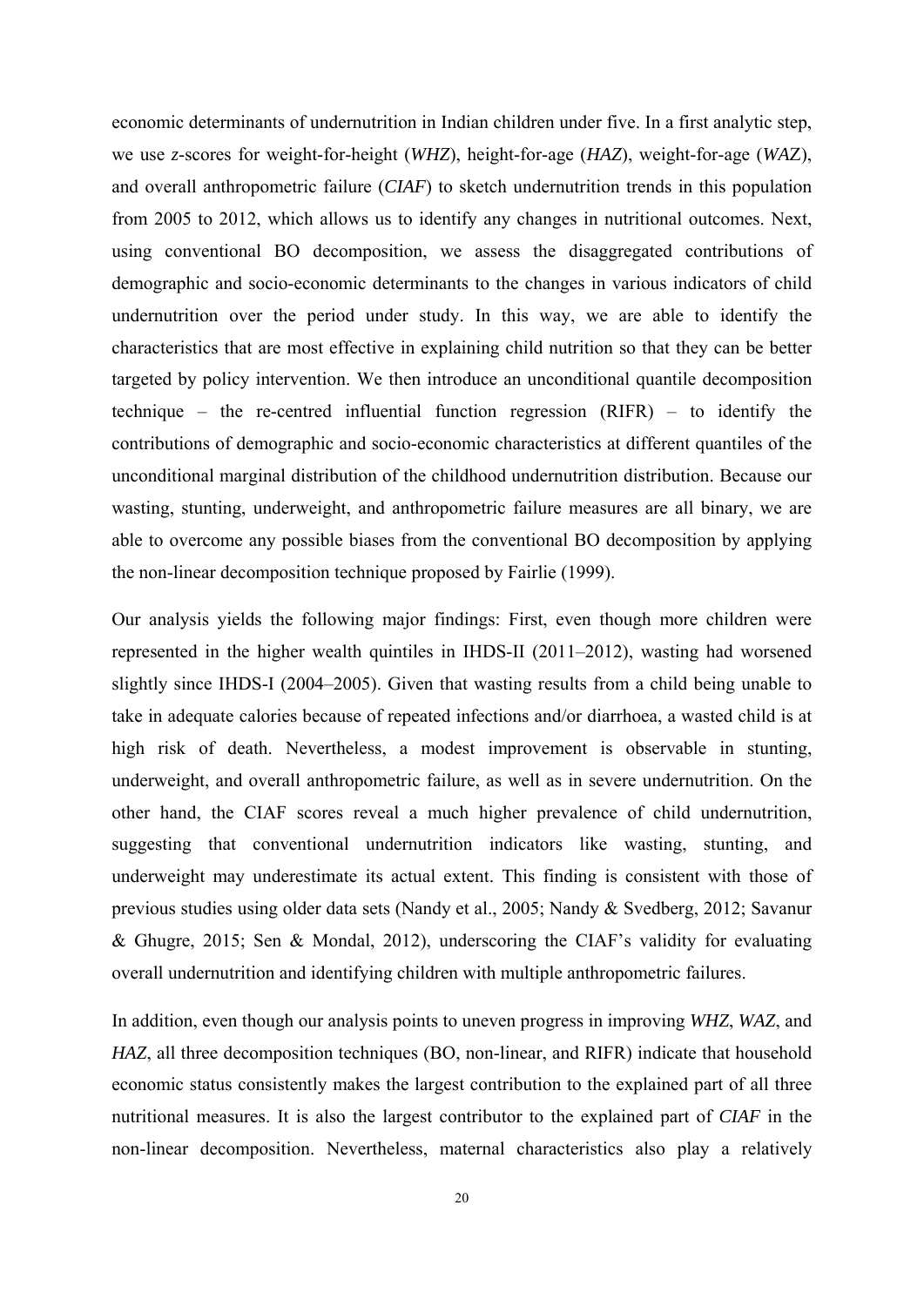economic determinants of undernutrition in Indian children under five. In a first analytic step, we use *z*-scores for weight-for-height (*WHZ*), height-for-age (*HAZ*), weight-for-age (*WAZ*), and overall anthropometric failure (*CIAF*) to sketch undernutrition trends in this population from 2005 to 2012, which allows us to identify any changes in nutritional outcomes. Next, using conventional BO decomposition, we assess the disaggregated contributions of demographic and socio-economic determinants to the changes in various indicators of child undernutrition over the period under study. In this way, we are able to identify the characteristics that are most effective in explaining child nutrition so that they can be better targeted by policy intervention. We then introduce an unconditional quantile decomposition technique – the re-centred influential function regression (RIFR) – to identify the contributions of demographic and socio-economic characteristics at different quantiles of the unconditional marginal distribution of the childhood undernutrition distribution. Because our wasting, stunting, underweight, and anthropometric failure measures are all binary, we are able to overcome any possible biases from the conventional BO decomposition by applying the non-linear decomposition technique proposed by Fairlie (1999).

Our analysis yields the following major findings: First, even though more children were represented in the higher wealth quintiles in IHDS-II (2011–2012), wasting had worsened slightly since IHDS-I (2004–2005). Given that wasting results from a child being unable to take in adequate calories because of repeated infections and/or diarrhoea, a wasted child is at high risk of death. Nevertheless, a modest improvement is observable in stunting, underweight, and overall anthropometric failure, as well as in severe undernutrition. On the other hand, the CIAF scores reveal a much higher prevalence of child undernutrition, suggesting that conventional undernutrition indicators like wasting, stunting, and underweight may underestimate its actual extent. This finding is consistent with those of previous studies using older data sets (Nandy et al., 2005; Nandy & Svedberg, 2012; Savanur & Ghugre, 2015; Sen & Mondal, 2012), underscoring the CIAF's validity for evaluating overall undernutrition and identifying children with multiple anthropometric failures.

In addition, even though our analysis points to uneven progress in improving *WHZ*, *WAZ*, and *HAZ*, all three decomposition techniques (BO, non-linear, and RIFR) indicate that household economic status consistently makes the largest contribution to the explained part of all three nutritional measures. It is also the largest contributor to the explained part of *CIAF* in the non-linear decomposition. Nevertheless, maternal characteristics also play a relatively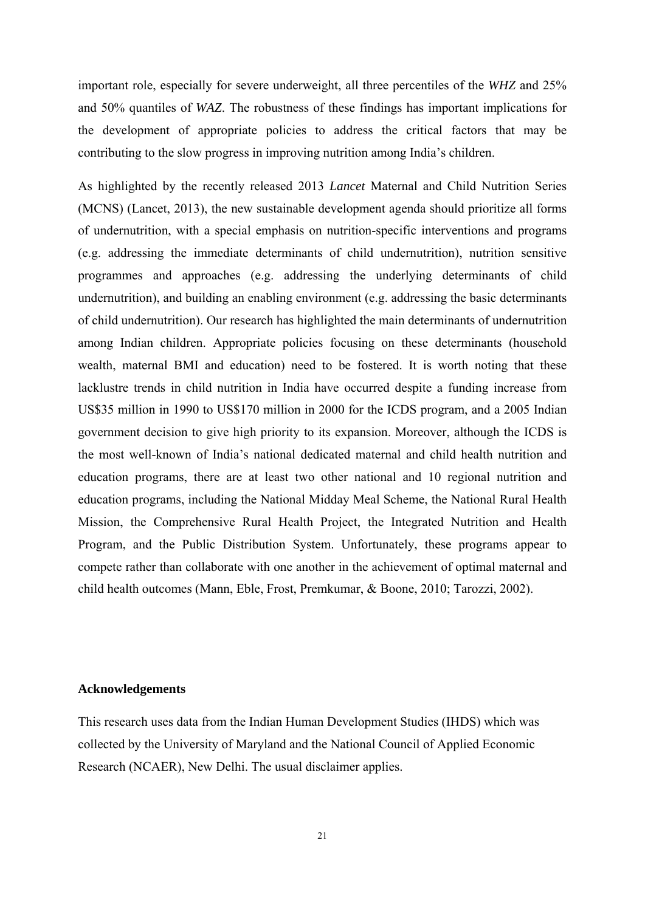important role, especially for severe underweight, all three percentiles of the *WHZ* and 25% and 50% quantiles of *WAZ*. The robustness of these findings has important implications for the development of appropriate policies to address the critical factors that may be contributing to the slow progress in improving nutrition among India's children.

As highlighted by the recently released 2013 *Lancet* Maternal and Child Nutrition Series (MCNS) (Lancet, 2013), the new sustainable development agenda should prioritize all forms of undernutrition, with a special emphasis on nutrition-specific interventions and programs (e.g. addressing the immediate determinants of child undernutrition), nutrition sensitive programmes and approaches (e.g. addressing the underlying determinants of child undernutrition), and building an enabling environment (e.g. addressing the basic determinants of child undernutrition). Our research has highlighted the main determinants of undernutrition among Indian children. Appropriate policies focusing on these determinants (household wealth, maternal BMI and education) need to be fostered. It is worth noting that these lacklustre trends in child nutrition in India have occurred despite a funding increase from US$35 million in 1990 to US$170 million in 2000 for the ICDS program, and a 2005 Indian government decision to give high priority to its expansion. Moreover, although the ICDS is the most well-known of India's national dedicated maternal and child health nutrition and education programs, there are at least two other national and 10 regional nutrition and education programs, including the National Midday Meal Scheme, the National Rural Health Mission, the Comprehensive Rural Health Project, the Integrated Nutrition and Health Program, and the Public Distribution System. Unfortunately, these programs appear to compete rather than collaborate with one another in the achievement of optimal maternal and child health outcomes (Mann, Eble, Frost, Premkumar, & Boone, 2010; Tarozzi, 2002).

## Acknowledgements

This research uses data from the Indian Human Development Studies (IHDS) which was collected by the University of Maryland and the National Council of Applied Economic Research (NCAER), New Delhi. The usual disclaimer applies.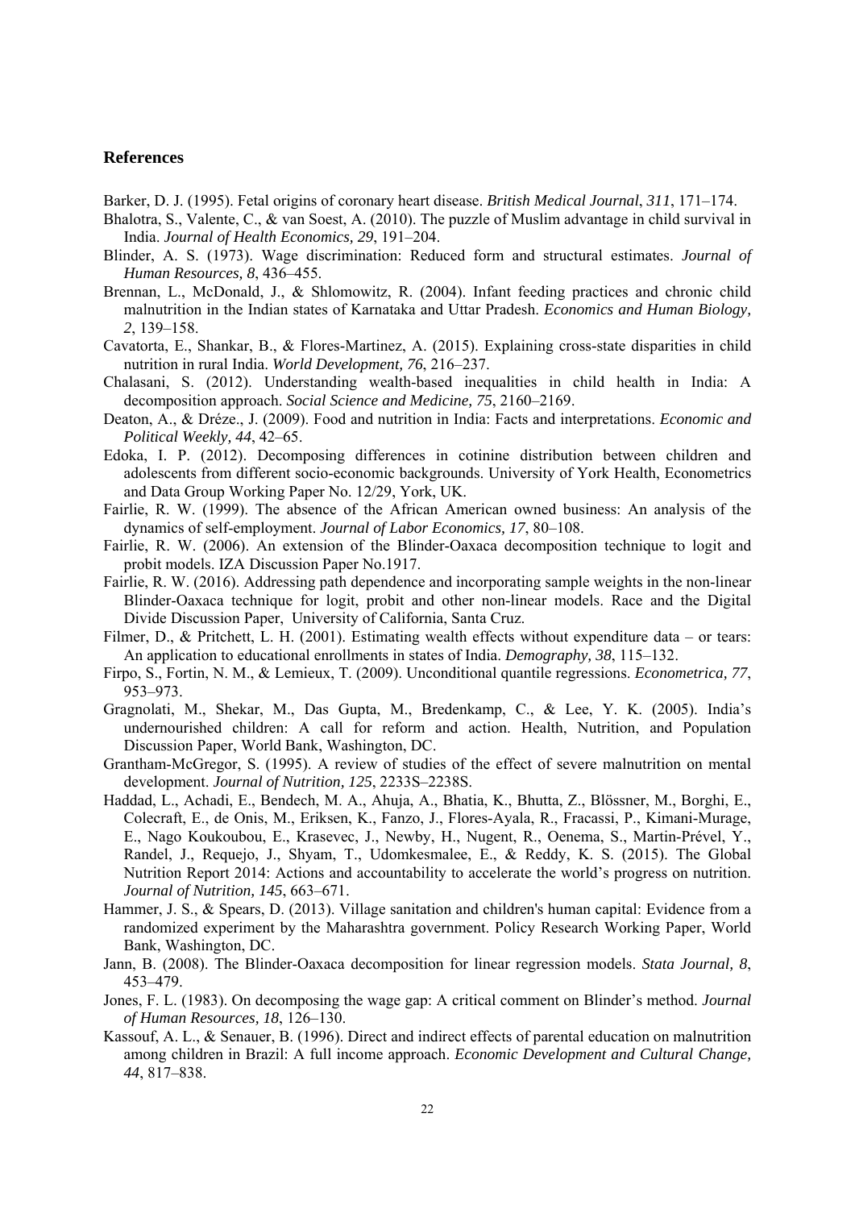## References

Barker, D. J. (1995). Fetal origins of coronary heart disease. *British Medical Journal*, *311*, 171–174.

Bhalotra, S., Valente, C., & van Soest, A. (2010). The puzzle of Muslim advantage in child survival in India. *Journal of Health Economics, 29*, 191–204.

Blinder, A. S. (1973). Wage discrimination: Reduced form and structural estimates. *Journal of Human Resources, 8*, 436–455.

Brennan, L., McDonald, J., & Shlomowitz, R. (2004). Infant feeding practices and chronic child malnutrition in the Indian states of Karnataka and Uttar Pradesh. *Economics and Human Biology, 2*, 139–158.

Cavatorta, E., Shankar, B., & Flores-Martinez, A. (2015). Explaining cross-state disparities in child nutrition in rural India. *World Development, 76*, 216–237.

Chalasani, S. (2012). Understanding wealth-based inequalities in child health in India: A decomposition approach. *Social Science and Medicine, 75*, 2160–2169.

Deaton, A., & Dréze., J. (2009). Food and nutrition in India: Facts and interpretations. *Economic and Political Weekly, 44*, 42–65.

Edoka, I. P. (2012). Decomposing differences in cotinine distribution between children and adolescents from different socio-economic backgrounds. University of York Health, Econometrics and Data Group Working Paper No. 12/29, York, UK.

Fairlie, R. W. (1999). The absence of the African American owned business: An analysis of the dynamics of self-employment. *Journal of Labor Economics, 17*, 80–108.

Fairlie, R. W. (2006). An extension of the Blinder-Oaxaca decomposition technique to logit and probit models. IZA Discussion Paper No.1917.

Fairlie, R. W. (2016). Addressing path dependence and incorporating sample weights in the non-linear Blinder-Oaxaca technique for logit, probit and other non-linear models. Race and the Digital Divide Discussion Paper, University of California, Santa Cruz.

Filmer, D., & Pritchett, L. H. (2001). Estimating wealth effects without expenditure data – or tears: An application to educational enrollments in states of India. *Demography, 38*, 115–132.

Firpo, S., Fortin, N. M., & Lemieux, T. (2009). Unconditional quantile regressions. *Econometrica, 77*, 953–973.

Gragnolati, M., Shekar, M., Das Gupta, M., Bredenkamp, C., & Lee, Y. K. (2005). India's undernourished children: A call for reform and action. Health, Nutrition, and Population Discussion Paper, World Bank, Washington, DC.

Grantham-McGregor, S. (1995). A review of studies of the effect of severe malnutrition on mental development. *Journal of Nutrition, 125*, 2233S–2238S.

Haddad, L., Achadi, E., Bendech, M. A., Ahuja, A., Bhatia, K., Bhutta, Z., Blössner, M., Borghi, E., Colecraft, E., de Onis, M., Eriksen, K., Fanzo, J., Flores-Ayala, R., Fracassi, P., Kimani-Murage, E., Nago Koukoubou, E., Krasevec, J., Newby, H., Nugent, R., Oenema, S., Martin-Prével, Y., Randel, J., Requejo, J., Shyam, T., Udomkesmalee, E., & Reddy, K. S. (2015). The Global Nutrition Report 2014: Actions and accountability to accelerate the world's progress on nutrition. *Journal of Nutrition, 145*, 663–671.

Hammer, J. S., & Spears, D. (2013). Village sanitation and children's human capital: Evidence from a randomized experiment by the Maharashtra government. Policy Research Working Paper, World Bank, Washington, DC.

Jann, B. (2008). The Blinder-Oaxaca decomposition for linear regression models. *Stata Journal, 8*, 453–479.

Jones, F. L. (1983). On decomposing the wage gap: A critical comment on Blinder's method. *Journal of Human Resources, 18*, 126–130.

Kassouf, A. L., & Senauer, B. (1996). Direct and indirect effects of parental education on malnutrition among children in Brazil: A full income approach. *Economic Development and Cultural Change, 44*, 817–838.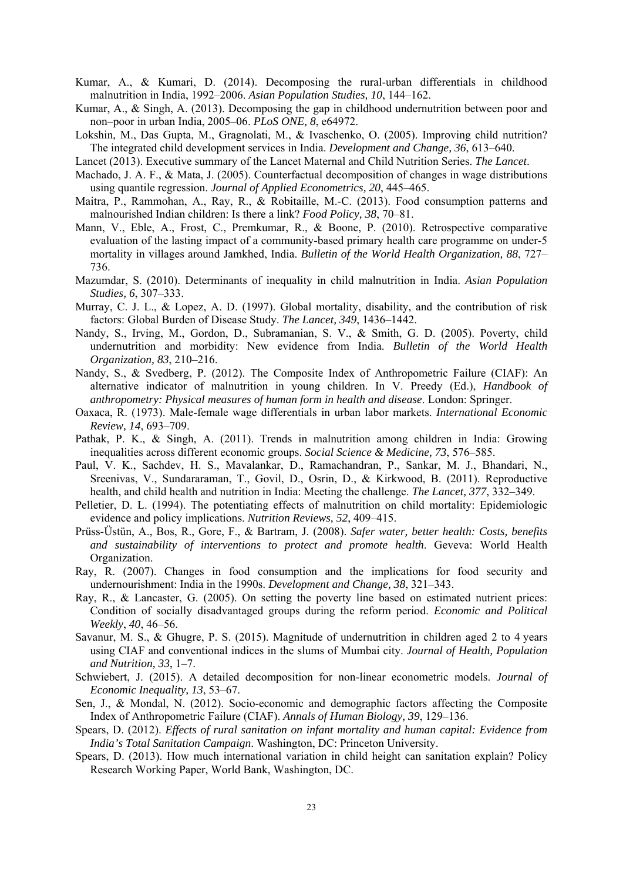Kumar, A., & Kumari, D. (2014). Decomposing the rural-urban differentials in childhood malnutrition in India, 1992–2006. *Asian Population Studies, 10*, 144–162.

Kumar, A., & Singh, A. (2013). Decomposing the gap in childhood undernutrition between poor and non–poor in urban India, 2005–06. *PLoS ONE, 8*, e64972.

Lokshin, M., Das Gupta, M., Gragnolati, M., & Ivaschenko, O. (2005). Improving child nutrition? The integrated child development services in India. *Development and Change, 36*, 613–640.

Lancet (2013). Executive summary of the Lancet Maternal and Child Nutrition Series. *The Lancet*.

Machado, J. A. F., & Mata, J. (2005). Counterfactual decomposition of changes in wage distributions using quantile regression. *Journal of Applied Econometrics, 20*, 445–465.

Maitra, P., Rammohan, A., Ray, R., & Robitaille, M.-C. (2013). Food consumption patterns and malnourished Indian children: Is there a link? *Food Policy, 38*, 70–81.

Mann, V., Eble, A., Frost, C., Premkumar, R., & Boone, P. (2010). Retrospective comparative evaluation of the lasting impact of a community-based primary health care programme on under-5 mortality in villages around Jamkhed, India. *Bulletin of the World Health Organization, 88*, 727–736.

Mazumdar, S. (2010). Determinants of inequality in child malnutrition in India. *Asian Population Studies, 6*, 307–333.

Murray, C. J. L., & Lopez, A. D. (1997). Global mortality, disability, and the contribution of risk factors: Global Burden of Disease Study. *The Lancet, 349*, 1436–1442.

Nandy, S., Irving, M., Gordon, D., Subramanian, S. V., & Smith, G. D. (2005). Poverty, child undernutrition and morbidity: New evidence from India. *Bulletin of the World Health Organization, 83*, 210–216.

Nandy, S., & Svedberg, P. (2012). The Composite Index of Anthropometric Failure (CIAF): An alternative indicator of malnutrition in young children. In V. Preedy (Ed.), *Handbook of anthropometry: Physical measures of human form in health and disease*. London: Springer.

Oaxaca, R. (1973). Male-female wage differentials in urban labor markets. *International Economic Review, 14*, 693–709.

Pathak, P. K., & Singh, A. (2011). Trends in malnutrition among children in India: Growing inequalities across different economic groups. *Social Science & Medicine, 73*, 576–585.

Paul, V. K., Sachdev, H. S., Mavalankar, D., Ramachandran, P., Sankar, M. J., Bhandari, N., Sreenivas, V., Sundararaman, T., Govil, D., Osrin, D., & Kirkwood, B. (2011). Reproductive health, and child health and nutrition in India: Meeting the challenge. *The Lancet, 377*, 332–349.

Pelletier, D. L. (1994). The potentiating effects of malnutrition on child mortality: Epidemiologic evidence and policy implications. *Nutrition Reviews, 52*, 409–415.

Prüss-Üstün, A., Bos, R., Gore, F., & Bartram, J. (2008). *Safer water, better health: Costs, benefits and sustainability of interventions to protect and promote health*. Geveva: World Health Organization.

Ray, R. (2007). Changes in food consumption and the implications for food security and undernourishment: India in the 1990s. *Development and Change, 38*, 321–343.

Ray, R., & Lancaster, G. (2005). On setting the poverty line based on estimated nutrient prices: Condition of socially disadvantaged groups during the reform period. *Economic and Political Weekly*, *40*, 46–56.

Savanur, M. S., & Ghugre, P. S. (2015). Magnitude of undernutrition in children aged 2 to 4 years using CIAF and conventional indices in the slums of Mumbai city. *Journal of Health, Population and Nutrition, 33*, 1–7.

Schwiebert, J. (2015). A detailed decomposition for non-linear econometric models. *Journal of Economic Inequality, 13*, 53–67.

Sen, J., & Mondal, N. (2012). Socio-economic and demographic factors affecting the Composite Index of Anthropometric Failure (CIAF). *Annals of Human Biology, 39*, 129–136.

Spears, D. (2012). *Effects of rural sanitation on infant mortality and human capital: Evidence from India's Total Sanitation Campaign*. Washington, DC: Princeton University.

Spears, D. (2013). How much international variation in child height can sanitation explain? Policy Research Working Paper, World Bank, Washington, DC.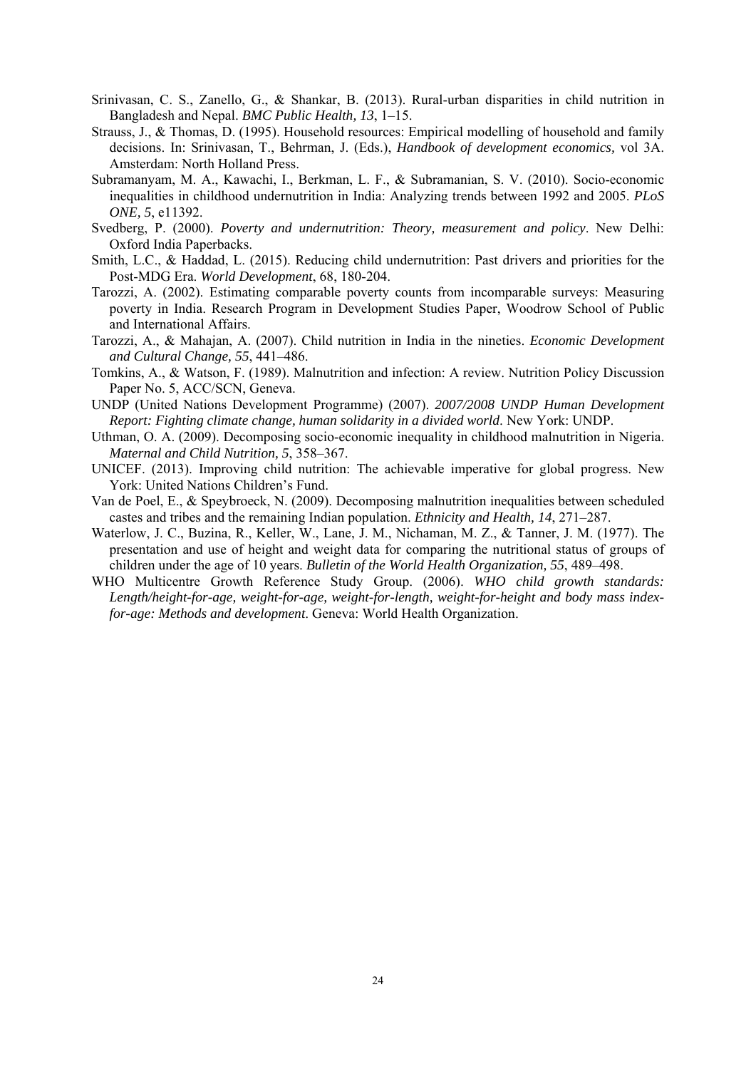Srinivasan, C. S., Zanello, G., & Shankar, B. (2013). Rural-urban disparities in child nutrition in Bangladesh and Nepal. *BMC Public Health, 13*, 1–15.

Strauss, J., & Thomas, D. (1995). Household resources: Empirical modelling of household and family decisions. In: Srinivasan, T., Behrman, J. (Eds.), *Handbook of development economics,* vol 3A. Amsterdam: North Holland Press.

Subramanyam, M. A., Kawachi, I., Berkman, L. F., & Subramanian, S. V. (2010). Socio-economic inequalities in childhood undernutrition in India: Analyzing trends between 1992 and 2005. *PLoS ONE, 5*, e11392.

Svedberg, P. (2000). *Poverty and undernutrition: Theory, measurement and policy*. New Delhi: Oxford India Paperbacks.

Smith, L.C., & Haddad, L. (2015). Reducing child undernutrition: Past drivers and priorities for the Post-MDG Era. *World Development*, 68, 180-204.

Tarozzi, A. (2002). Estimating comparable poverty counts from incomparable surveys: Measuring poverty in India. Research Program in Development Studies Paper, Woodrow School of Public and International Affairs.

Tarozzi, A., & Mahajan, A. (2007). Child nutrition in India in the nineties. *Economic Development and Cultural Change, 55*, 441–486.

Tomkins, A., & Watson, F. (1989). Malnutrition and infection: A review. Nutrition Policy Discussion Paper No. 5, ACC/SCN, Geneva.

UNDP (United Nations Development Programme) (2007). *2007/2008 UNDP Human Development Report: Fighting climate change, human solidarity in a divided world*. New York: UNDP.

Uthman, O. A. (2009). Decomposing socio-economic inequality in childhood malnutrition in Nigeria. *Maternal and Child Nutrition, 5*, 358–367.

UNICEF. (2013). Improving child nutrition: The achievable imperative for global progress. New York: United Nations Children's Fund.

Van de Poel, E., & Speybroeck, N. (2009). Decomposing malnutrition inequalities between scheduled castes and tribes and the remaining Indian population. *Ethnicity and Health, 14*, 271–287.

Waterlow, J. C., Buzina, R., Keller, W., Lane, J. M., Nichaman, M. Z., & Tanner, J. M. (1977). The presentation and use of height and weight data for comparing the nutritional status of groups of children under the age of 10 years. *Bulletin of the World Health Organization, 55*, 489–498.

WHO Multicentre Growth Reference Study Group. (2006). *WHO child growth standards: Length/height-for-age, weight-for-age, weight-for-length, weight-for-height and body mass index-for-age: Methods and development*. Geneva: World Health Organization.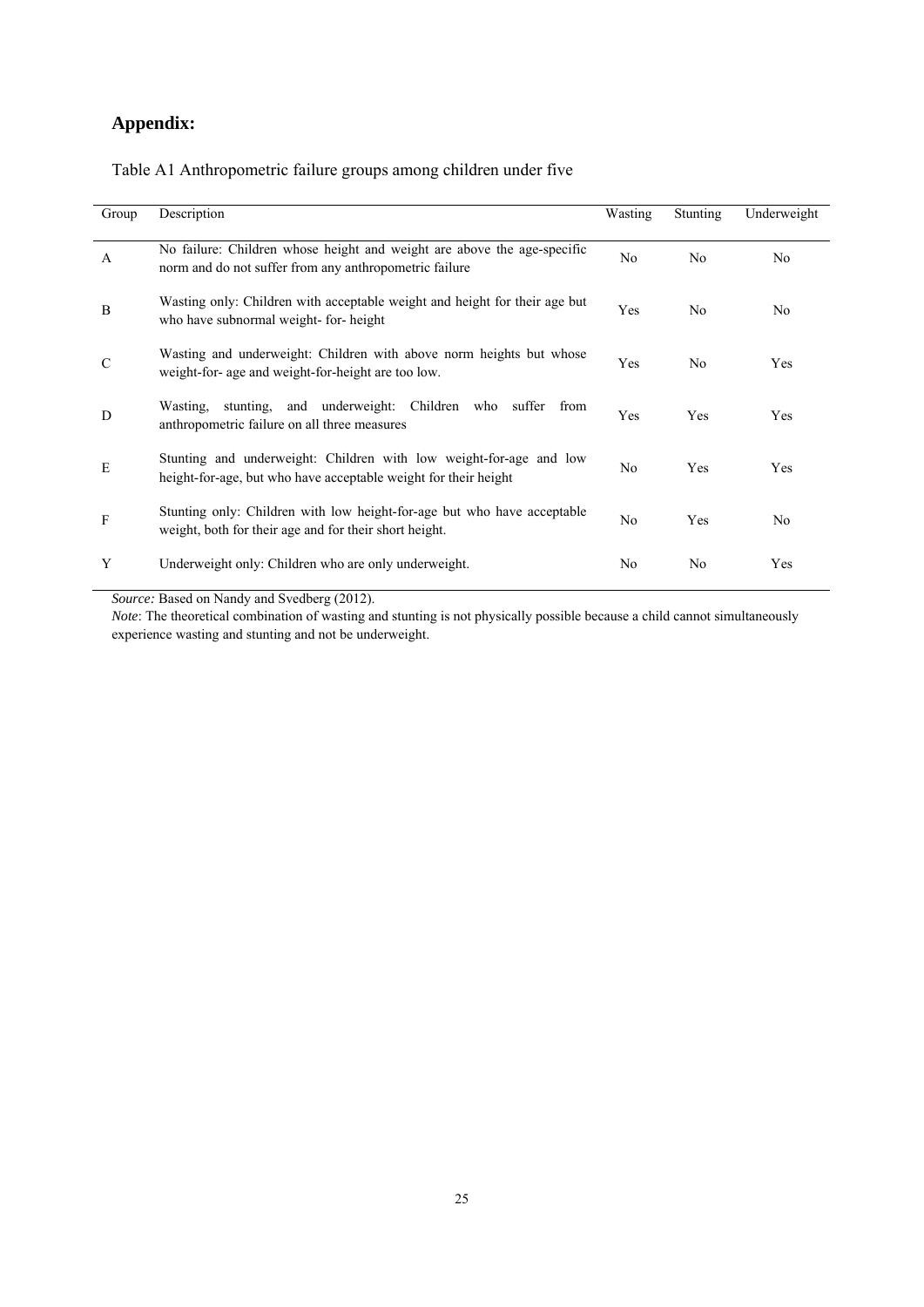## Appendix:

Table A1 Anthropometric failure groups among children under five

| Group | Description | Wasting | Stunting | Underweight |
|---|---|---|---|---|
| A | No failure: Children whose height and weight are above the age-specific norm and do not suffer from any anthropometric failure | No | No | No |
| B | Wasting only: Children with acceptable weight and height for their age but who have subnormal weight- for- height | Yes | No | No |
| C | Wasting and underweight: Children with above norm heights but whose weight-for- age and weight-for-height are too low. | Yes | No | Yes |
| D | Wasting, stunting, and underweight: Children who suffer from anthropometric failure on all three measures | Yes | Yes | Yes |
| E | Stunting and underweight: Children with low weight-for-age and low height-for-age, but who have acceptable weight for their height | No | Yes | Yes |
| F | Stunting only: Children with low height-for-age but who have acceptable weight, both for their age and for their short height. | No | Yes | No |
| Y | Underweight only: Children who are only underweight. | No | No | Yes |

*Source:* Based on Nandy and Svedberg (2012).

*Note*: The theoretical combination of wasting and stunting is not physically possible because a child cannot simultaneously experience wasting and stunting and not be underweight.